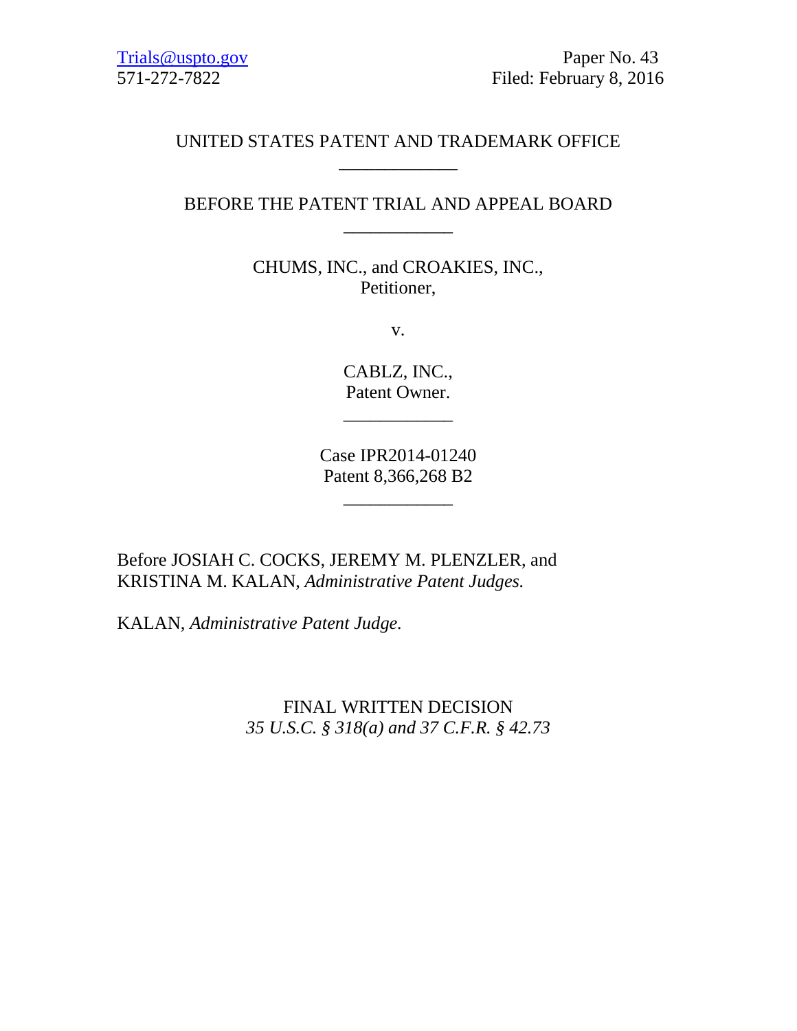Trials@uspto.gov
571-272-7822

Paper No. 43
Filed: February 8, 2016

UNITED STATES PATENT AND TRADEMARK OFFICE

---

BEFORE THE PATENT TRIAL AND APPEAL BOARD

---

CHUMS, INC., and CROAKIES, INC.,
Petitioner,

v.

CABLZ, INC.,
Patent Owner.

---

Case IPR2014-01240
Patent 8,366,268 B2

---

Before JOSIAH C. COCKS, JEREMY M. PLENZLER, and KRISTINA M. KALAN, *Administrative Patent Judges.*

KALAN, *Administrative Patent Judge.*

FINAL WRITTEN DECISION
*35 U.S.C. § 318(a) and 37 C.F.R. § 42.73*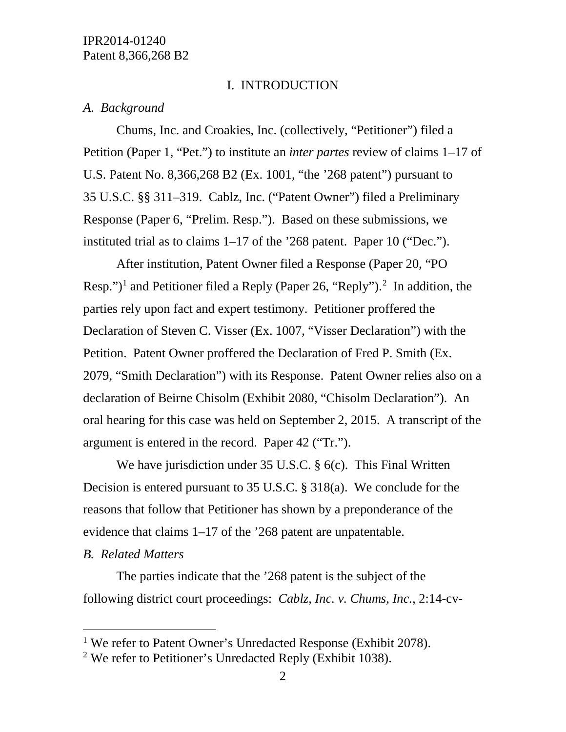## I. INTRODUCTION

### *A. Background*

Chums, Inc. and Croakies, Inc. (collectively, "Petitioner") filed a Petition (Paper 1, "Pet.") to institute an *inter partes* review of claims 1–17 of U.S. Patent No. 8,366,268 B2 (Ex. 1001, "the '268 patent") pursuant to 35 U.S.C. §§ 311–319. Cablz, Inc. ("Patent Owner") filed a Preliminary Response (Paper 6, "Prelim. Resp."). Based on these submissions, we instituted trial as to claims 1–17 of the '268 patent. Paper 10 ("Dec.").

After institution, Patent Owner filed a Response (Paper 20, "PO Resp.")[1] and Petitioner filed a Reply (Paper 26, "Reply").[2] In addition, the parties rely upon fact and expert testimony. Petitioner proffered the Declaration of Steven C. Visser (Ex. 1007, "Visser Declaration") with the Petition. Patent Owner proffered the Declaration of Fred P. Smith (Ex. 2079, "Smith Declaration") with its Response. Patent Owner relies also on a declaration of Beirne Chisolm (Exhibit 2080, "Chisolm Declaration"). An oral hearing for this case was held on September 2, 2015. A transcript of the argument is entered in the record. Paper 42 ("Tr.").

We have jurisdiction under 35 U.S.C. § 6(c). This Final Written Decision is entered pursuant to 35 U.S.C. § 318(a). We conclude for the reasons that follow that Petitioner has shown by a preponderance of the evidence that claims 1–17 of the '268 patent are unpatentable.

### *B. Related Matters*

The parties indicate that the '268 patent is the subject of the following district court proceedings: *Cablz, Inc. v. Chums, Inc.*, 2:14-cv-

[1] We refer to Patent Owner's Unredacted Response (Exhibit 2078).

[2] We refer to Petitioner's Unredacted Reply (Exhibit 1038).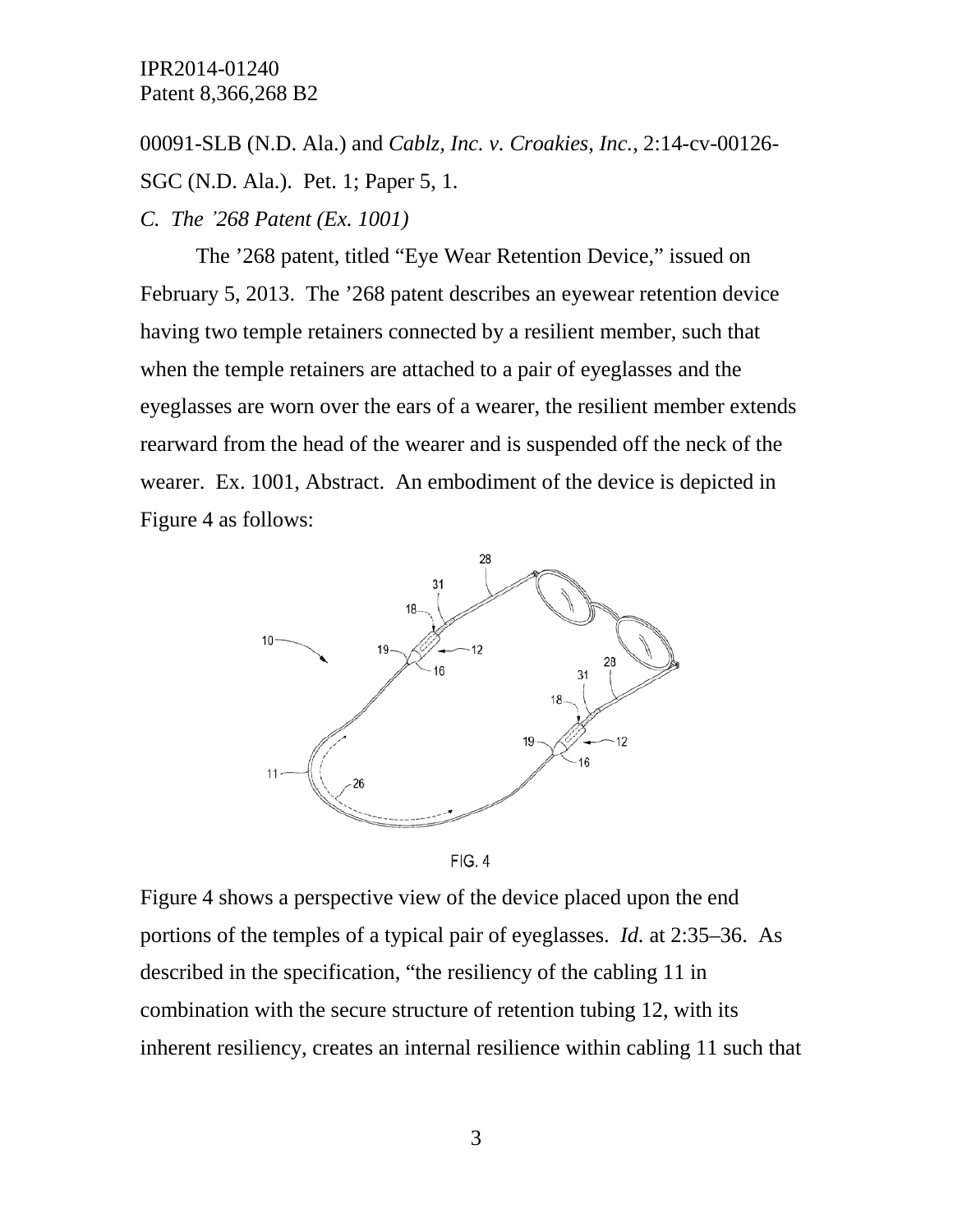00091-SLB (N.D. Ala.) and *Cablz, Inc. v. Croakies, Inc.*, 2:14-cv-00126-SGC (N.D. Ala.). Pet. 1; Paper 5, 1.

*C. The ’268 Patent (Ex. 1001)*

The ’268 patent, titled “Eye Wear Retention Device,” issued on February 5, 2013. The ’268 patent describes an eyewear retention device having two temple retainers connected by a resilient member, such that when the temple retainers are attached to a pair of eyeglasses and the eyeglasses are worn over the ears of a wearer, the resilient member extends rearward from the head of the wearer and is suspended off the neck of the wearer. Ex. 1001, Abstract. An embodiment of the device is depicted in Figure 4 as follows:

FIG. 4

Figure 4 shows a perspective view of the device placed upon the end portions of the temples of a typical pair of eyeglasses. *Id.* at 2:35–36. As described in the specification, “the resiliency of the cabling 11 in combination with the secure structure of retention tubing 12, with its inherent resiliency, creates an internal resilience within cabling 11 such that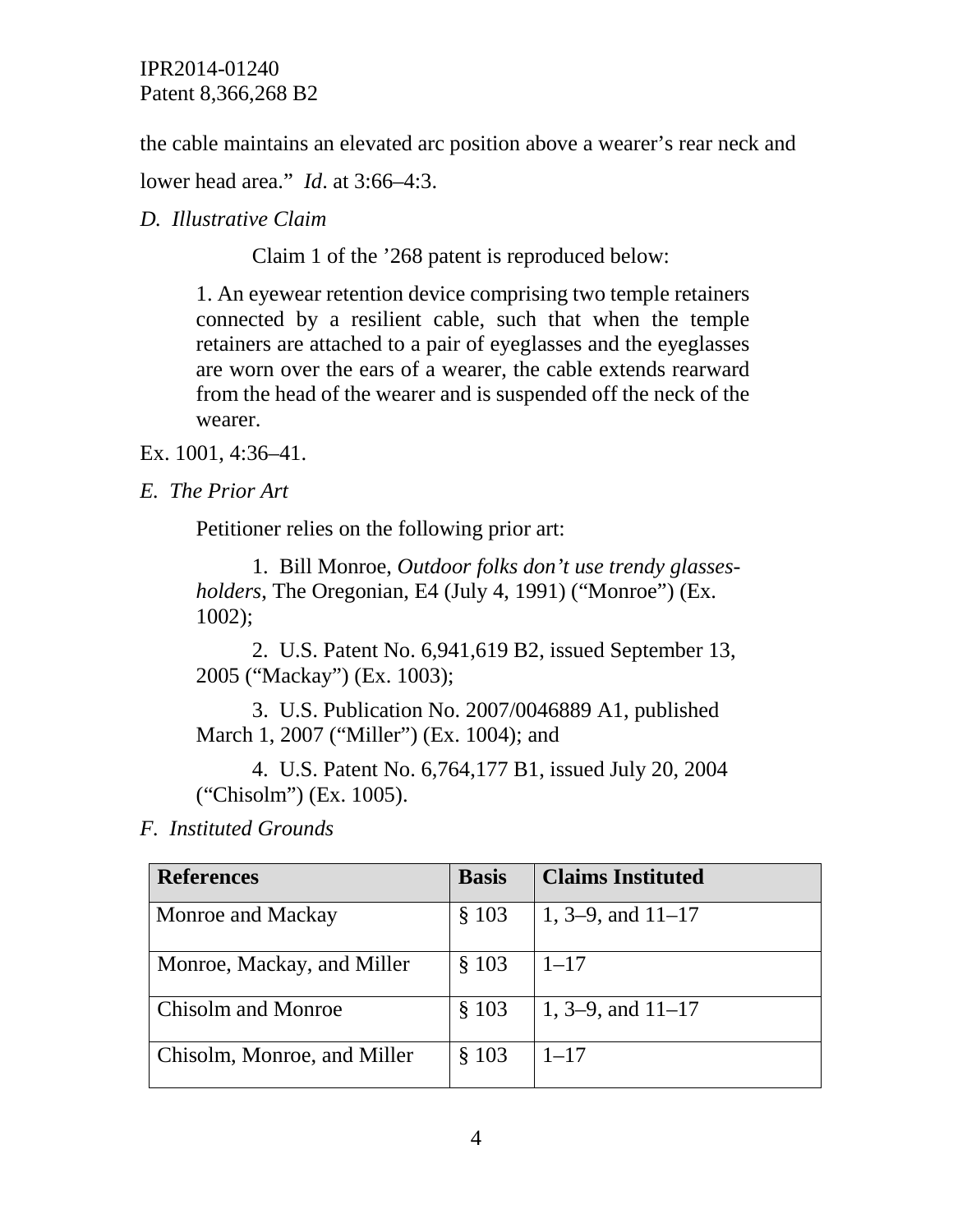the cable maintains an elevated arc position above a wearer's rear neck and lower head area." *Id*. at 3:66–4:3.

*D. Illustrative Claim*

Claim 1 of the '268 patent is reproduced below:

> 1. An eyewear retention device comprising two temple retainers connected by a resilient cable, such that when the temple retainers are attached to a pair of eyeglasses and the eyeglasses are worn over the ears of a wearer, the cable extends rearward from the head of the wearer and is suspended off the neck of the wearer.

Ex. 1001, 4:36–41.

*E. The Prior Art*

Petitioner relies on the following prior art:

> 1. Bill Monroe, *Outdoor folks don't use trendy glasses-holders*, The Oregonian, E4 (July 4, 1991) ("Monroe") (Ex. 1002);
>
> 2. U.S. Patent No. 6,941,619 B2, issued September 13, 2005 ("Mackay") (Ex. 1003);
>
> 3. U.S. Publication No. 2007/0046889 A1, published March 1, 2007 ("Miller") (Ex. 1004); and
>
> 4. U.S. Patent No. 6,764,177 B1, issued July 20, 2004 ("Chisolm") (Ex. 1005).

*F. Instituted Grounds*

| References | Basis | Claims Instituted |
|---|---|---|
| Monroe and Mackay | § 103 | 1, 3–9, and 11–17 |
| Monroe, Mackay, and Miller | § 103 | 1–17 |
| Chisolm and Monroe | § 103 | 1, 3–9, and 11–17 |
| Chisolm, Monroe, and Miller | § 103 | 1–17 |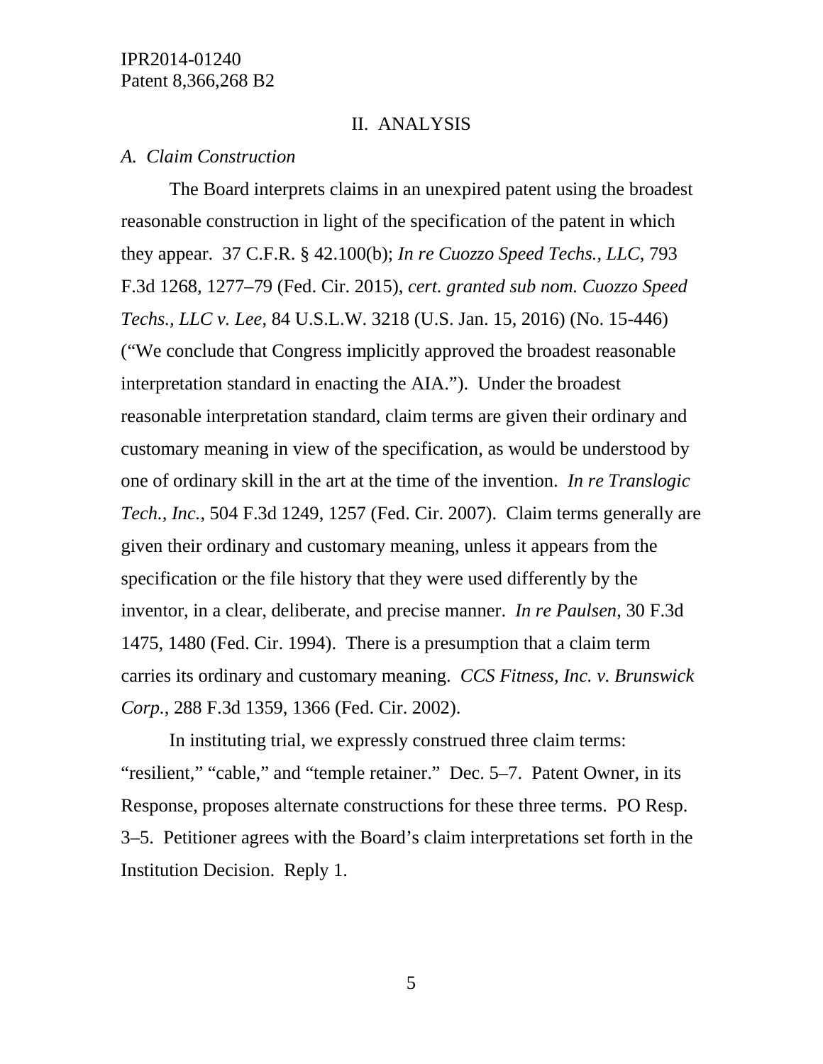## II. ANALYSIS

### *A. Claim Construction*

The Board interprets claims in an unexpired patent using the broadest reasonable construction in light of the specification of the patent in which they appear. 37 C.F.R. § 42.100(b); *In re Cuozzo Speed Techs., LLC*, 793 F.3d 1268, 1277–79 (Fed. Cir. 2015), *cert. granted sub nom. Cuozzo Speed Techs., LLC v. Lee*, 84 U.S.L.W. 3218 (U.S. Jan. 15, 2016) (No. 15-446) ("We conclude that Congress implicitly approved the broadest reasonable interpretation standard in enacting the AIA."). Under the broadest reasonable interpretation standard, claim terms are given their ordinary and customary meaning in view of the specification, as would be understood by one of ordinary skill in the art at the time of the invention. *In re Translogic Tech., Inc.*, 504 F.3d 1249, 1257 (Fed. Cir. 2007). Claim terms generally are given their ordinary and customary meaning, unless it appears from the specification or the file history that they were used differently by the inventor, in a clear, deliberate, and precise manner. *In re Paulsen*, 30 F.3d 1475, 1480 (Fed. Cir. 1994). There is a presumption that a claim term carries its ordinary and customary meaning. *CCS Fitness, Inc. v. Brunswick Corp.*, 288 F.3d 1359, 1366 (Fed. Cir. 2002).

In instituting trial, we expressly construed three claim terms: "resilient," "cable," and "temple retainer." Dec. 5–7. Patent Owner, in its Response, proposes alternate constructions for these three terms. PO Resp. 3–5. Petitioner agrees with the Board's claim interpretations set forth in the Institution Decision. Reply 1.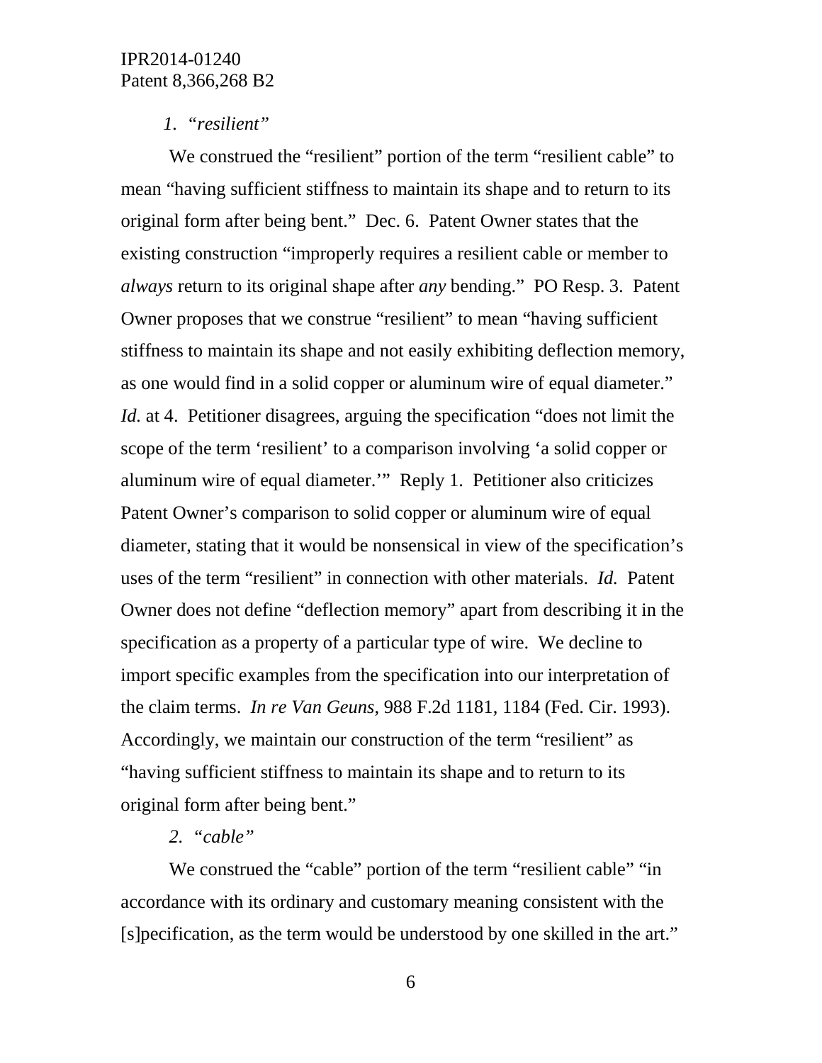*1. "resilient"*

We construed the "resilient" portion of the term "resilient cable" to mean "having sufficient stiffness to maintain its shape and to return to its original form after being bent." Dec. 6. Patent Owner states that the existing construction "improperly requires a resilient cable or member to *always* return to its original shape after *any* bending." PO Resp. 3. Patent Owner proposes that we construe "resilient" to mean "having sufficient stiffness to maintain its shape and not easily exhibiting deflection memory, as one would find in a solid copper or aluminum wire of equal diameter." *Id.* at 4. Petitioner disagrees, arguing the specification "does not limit the scope of the term 'resilient' to a comparison involving 'a solid copper or aluminum wire of equal diameter.'" Reply 1. Petitioner also criticizes Patent Owner's comparison to solid copper or aluminum wire of equal diameter, stating that it would be nonsensical in view of the specification's uses of the term "resilient" in connection with other materials. *Id.* Patent Owner does not define "deflection memory" apart from describing it in the specification as a property of a particular type of wire. We decline to import specific examples from the specification into our interpretation of the claim terms. *In re Van Geuns*, 988 F.2d 1181, 1184 (Fed. Cir. 1993). Accordingly, we maintain our construction of the term "resilient" as "having sufficient stiffness to maintain its shape and to return to its original form after being bent."

*2. "cable"*

We construed the "cable" portion of the term "resilient cable" "in accordance with its ordinary and customary meaning consistent with the [s]pecification, as the term would be understood by one skilled in the art."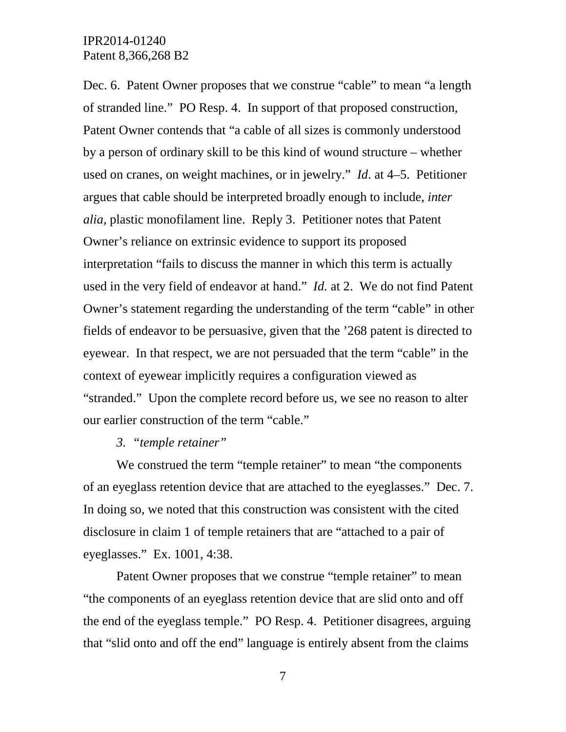Dec. 6. Patent Owner proposes that we construe "cable" to mean "a length of stranded line." PO Resp. 4. In support of that proposed construction, Patent Owner contends that "a cable of all sizes is commonly understood by a person of ordinary skill to be this kind of wound structure – whether used on cranes, on weight machines, or in jewelry." *Id*. at 4–5. Petitioner argues that cable should be interpreted broadly enough to include, *inter alia*, plastic monofilament line. Reply 3. Petitioner notes that Patent Owner's reliance on extrinsic evidence to support its proposed interpretation "fails to discuss the manner in which this term is actually used in the very field of endeavor at hand." *Id.* at 2. We do not find Patent Owner's statement regarding the understanding of the term "cable" in other fields of endeavor to be persuasive, given that the '268 patent is directed to eyewear. In that respect, we are not persuaded that the term "cable" in the context of eyewear implicitly requires a configuration viewed as "stranded." Upon the complete record before us, we see no reason to alter our earlier construction of the term "cable."

*3. "temple retainer"*

We construed the term "temple retainer" to mean "the components of an eyeglass retention device that are attached to the eyeglasses." Dec. 7. In doing so, we noted that this construction was consistent with the cited disclosure in claim 1 of temple retainers that are "attached to a pair of eyeglasses." Ex. 1001, 4:38.

Patent Owner proposes that we construe "temple retainer" to mean "the components of an eyeglass retention device that are slid onto and off the end of the eyeglass temple." PO Resp. 4. Petitioner disagrees, arguing that "slid onto and off the end" language is entirely absent from the claims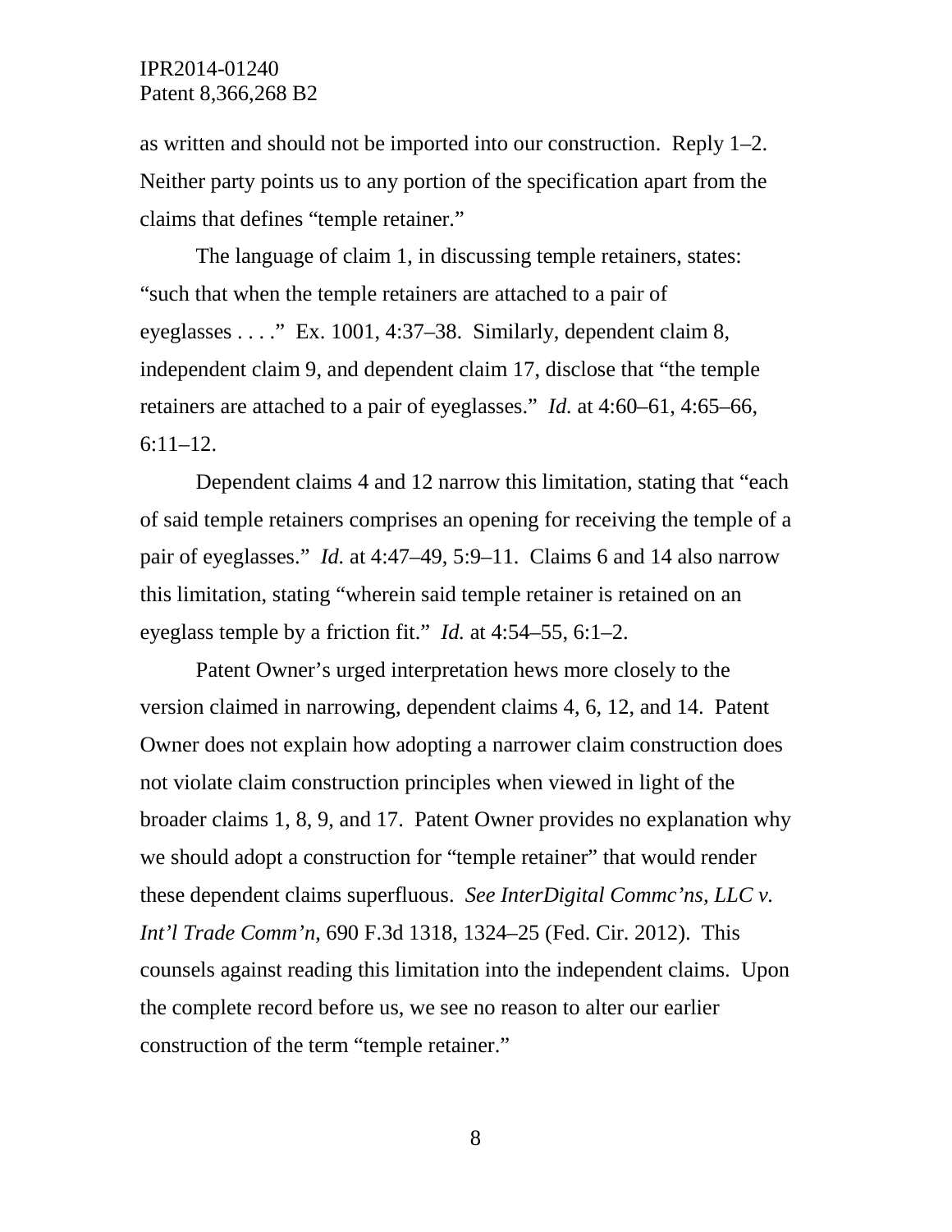as written and should not be imported into our construction. Reply 1–2. Neither party points us to any portion of the specification apart from the claims that defines "temple retainer."

The language of claim 1, in discussing temple retainers, states: "such that when the temple retainers are attached to a pair of eyeglasses . . . ." Ex. 1001, 4:37–38. Similarly, dependent claim 8, independent claim 9, and dependent claim 17, disclose that "the temple retainers are attached to a pair of eyeglasses." *Id.* at 4:60–61, 4:65–66, 6:11–12.

Dependent claims 4 and 12 narrow this limitation, stating that "each of said temple retainers comprises an opening for receiving the temple of a pair of eyeglasses." *Id.* at 4:47–49, 5:9–11. Claims 6 and 14 also narrow this limitation, stating "wherein said temple retainer is retained on an eyeglass temple by a friction fit." *Id.* at 4:54–55, 6:1–2.

Patent Owner's urged interpretation hews more closely to the version claimed in narrowing, dependent claims 4, 6, 12, and 14. Patent Owner does not explain how adopting a narrower claim construction does not violate claim construction principles when viewed in light of the broader claims 1, 8, 9, and 17. Patent Owner provides no explanation why we should adopt a construction for "temple retainer" that would render these dependent claims superfluous. *See InterDigital Commc'ns, LLC v. Int'l Trade Comm'n*, 690 F.3d 1318, 1324–25 (Fed. Cir. 2012). This counsels against reading this limitation into the independent claims. Upon the complete record before us, we see no reason to alter our earlier construction of the term "temple retainer."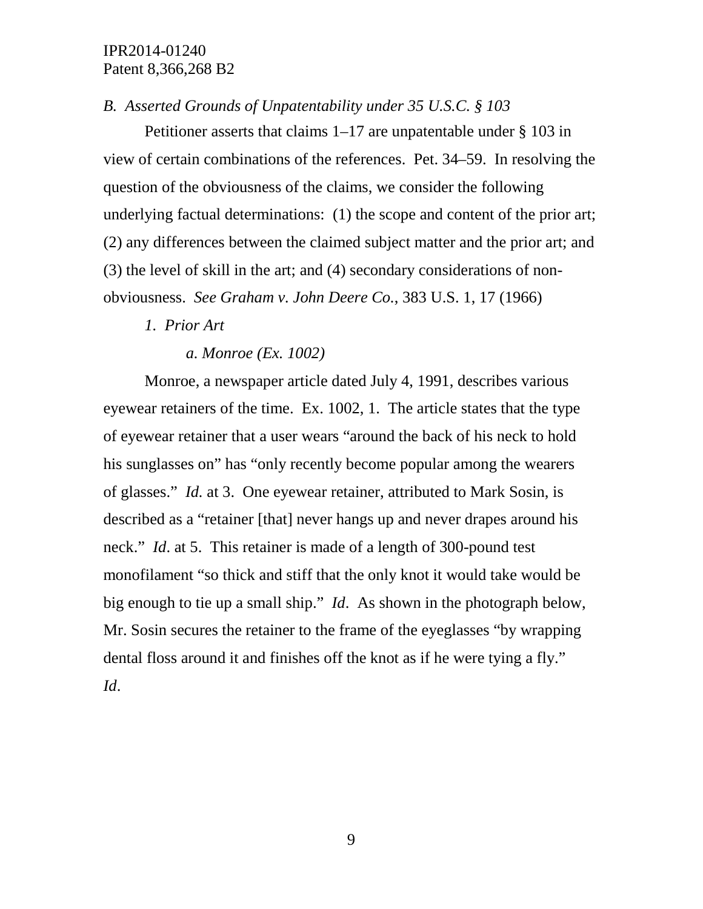*B. Asserted Grounds of Unpatentability under 35 U.S.C. § 103*

Petitioner asserts that claims 1–17 are unpatentable under § 103 in view of certain combinations of the references. Pet. 34–59. In resolving the question of the obviousness of the claims, we consider the following underlying factual determinations: (1) the scope and content of the prior art; (2) any differences between the claimed subject matter and the prior art; and (3) the level of skill in the art; and (4) secondary considerations of non-obviousness. *See Graham v. John Deere Co.*, 383 U.S. 1, 17 (1966)

*1. Prior Art*

*a. Monroe (Ex. 1002)*

Monroe, a newspaper article dated July 4, 1991, describes various eyewear retainers of the time. Ex. 1002, 1. The article states that the type of eyewear retainer that a user wears "around the back of his neck to hold his sunglasses on" has "only recently become popular among the wearers of glasses." *Id.* at 3. One eyewear retainer, attributed to Mark Sosin, is described as a "retainer [that] never hangs up and never drapes around his neck." *Id*. at 5. This retainer is made of a length of 300-pound test monofilament "so thick and stiff that the only knot it would take would be big enough to tie up a small ship." *Id*. As shown in the photograph below, Mr. Sosin secures the retainer to the frame of the eyeglasses "by wrapping dental floss around it and finishes off the knot as if he were tying a fly." *Id*.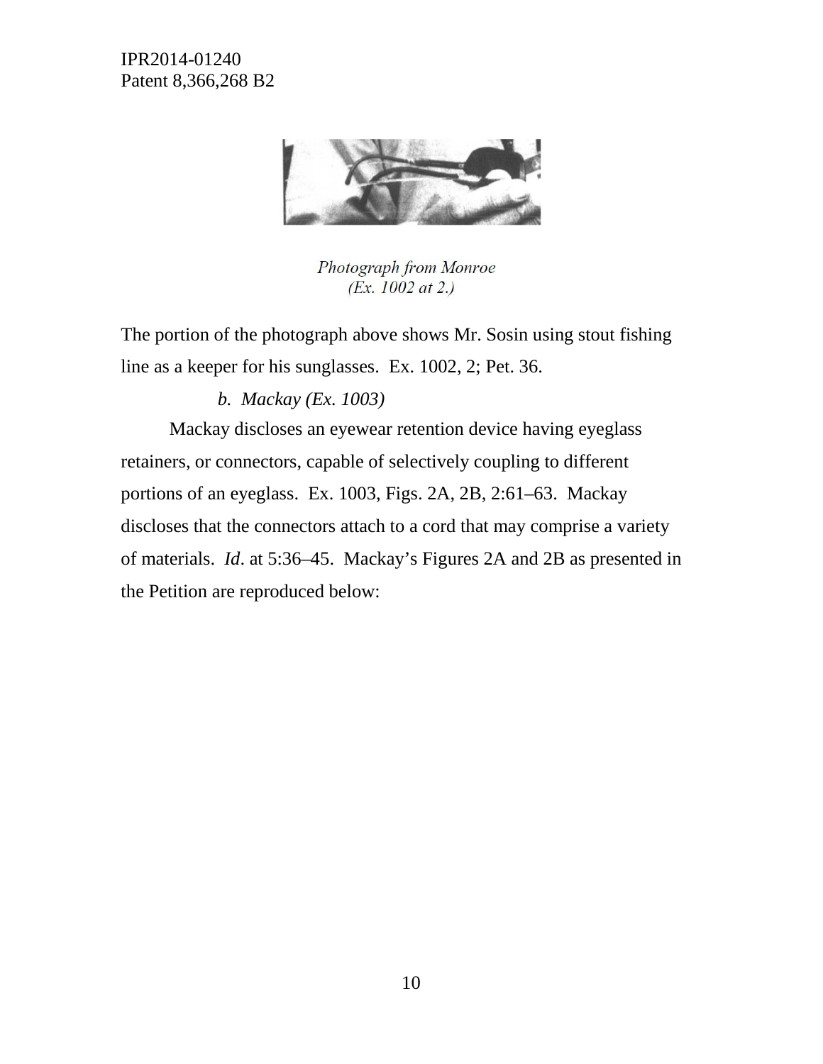*Photograph from Monroe*
*(Ex. 1002 at 2.)*

The portion of the photograph above shows Mr. Sosin using stout fishing line as a keeper for his sunglasses. Ex. 1002, 2; Pet. 36.

*b. Mackay (Ex. 1003)*

Mackay discloses an eyewear retention device having eyeglass retainers, or connectors, capable of selectively coupling to different portions of an eyeglass. Ex. 1003, Figs. 2A, 2B, 2:61–63. Mackay discloses that the connectors attach to a cord that may comprise a variety of materials. *Id*. at 5:36–45. Mackay's Figures 2A and 2B as presented in the Petition are reproduced below: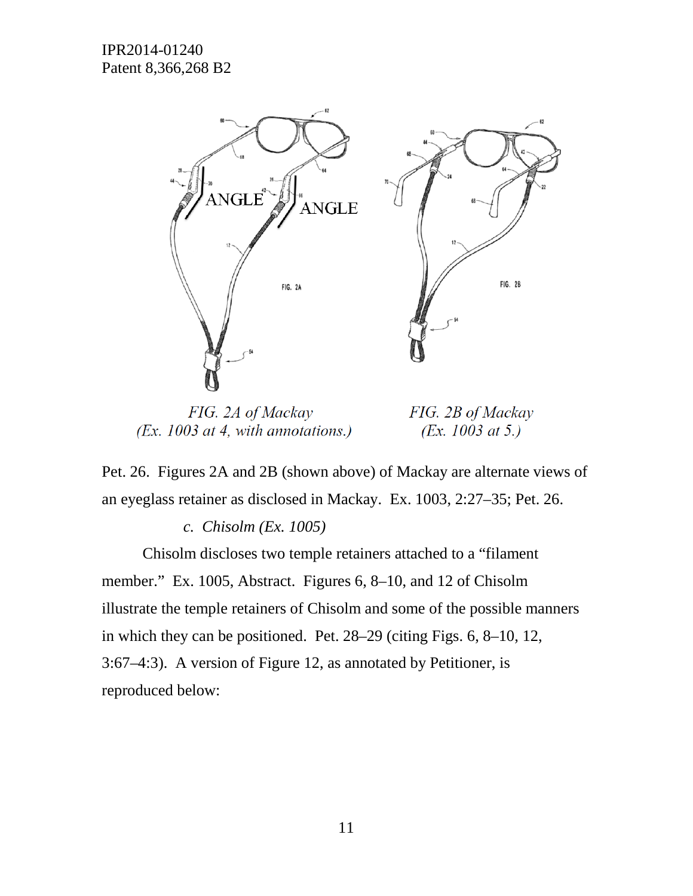FIG. 2A of Mackay
(Ex. 1003 at 4, with annotations.)

FIG. 2B of Mackay
(Ex. 1003 at 5.)

Pet. 26. Figures 2A and 2B (shown above) of Mackay are alternate views of an eyeglass retainer as disclosed in Mackay. Ex. 1003, 2:27–35; Pet. 26.

*c. Chisolm (Ex. 1005)*

Chisolm discloses two temple retainers attached to a "filament member." Ex. 1005, Abstract. Figures 6, 8–10, and 12 of Chisolm illustrate the temple retainers of Chisolm and some of the possible manners in which they can be positioned. Pet. 28–29 (citing Figs. 6, 8–10, 12, 3:67–4:3). A version of Figure 12, as annotated by Petitioner, is reproduced below: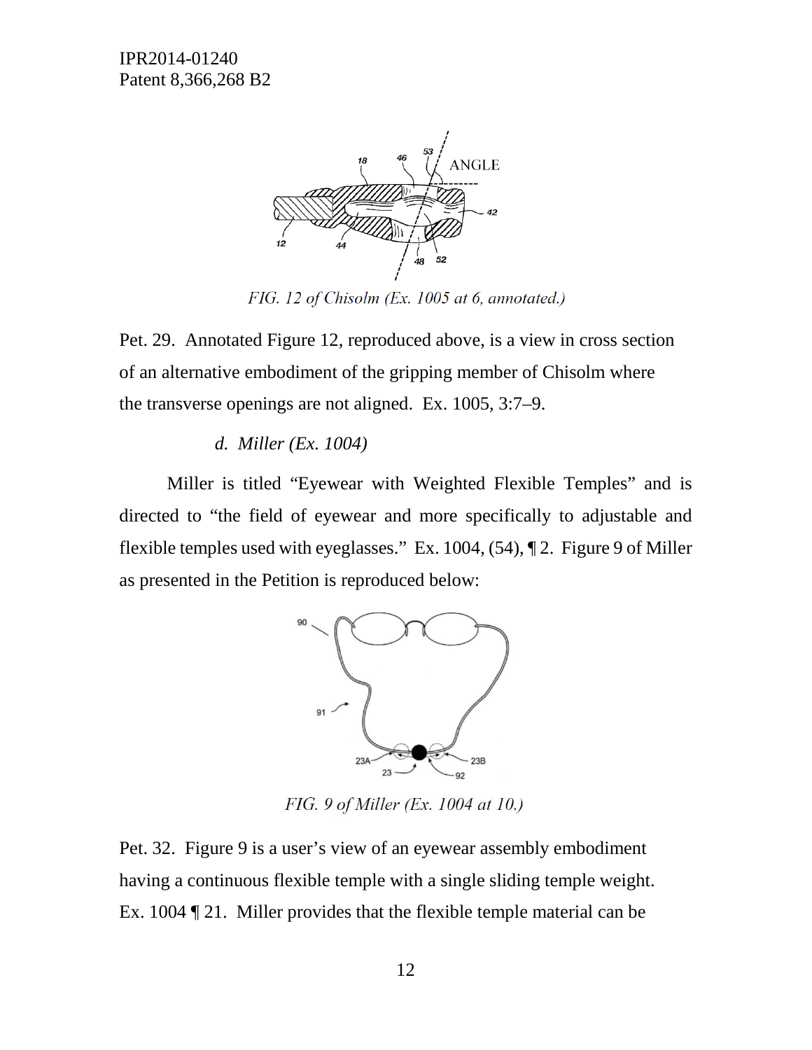FIG. 12 of Chisolm (Ex. 1005 at 6, annotated.)

Pet. 29. Annotated Figure 12, reproduced above, is a view in cross section of an alternative embodiment of the gripping member of Chisolm where the transverse openings are not aligned. Ex. 1005, 3:7–9.

*d. Miller (Ex. 1004)*

Miller is titled "Eyewear with Weighted Flexible Temples" and is directed to "the field of eyewear and more specifically to adjustable and flexible temples used with eyeglasses." Ex. 1004, (54), ¶ 2. Figure 9 of Miller as presented in the Petition is reproduced below:

FIG. 9 of Miller (Ex. 1004 at 10.)

Pet. 32. Figure 9 is a user's view of an eyewear assembly embodiment having a continuous flexible temple with a single sliding temple weight. Ex. 1004 ¶ 21. Miller provides that the flexible temple material can be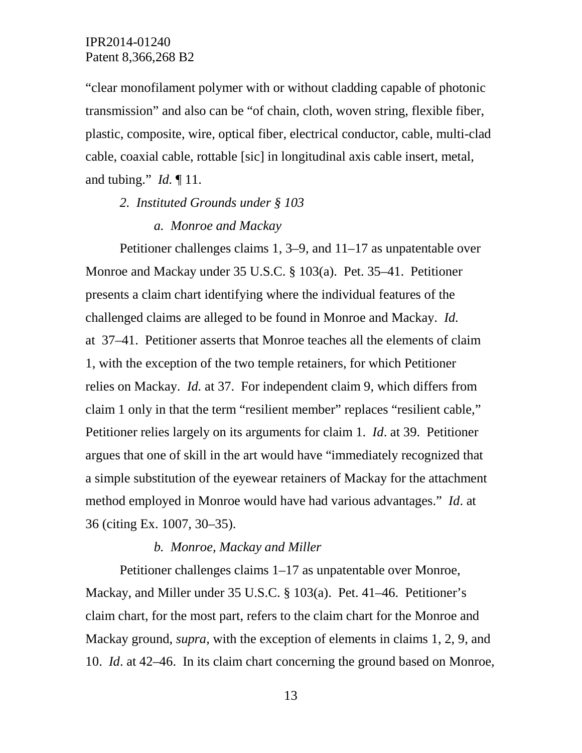"clear monofilament polymer with or without cladding capable of photonic transmission" and also can be "of chain, cloth, woven string, flexible fiber, plastic, composite, wire, optical fiber, electrical conductor, cable, multi-clad cable, coaxial cable, rottable [sic] in longitudinal axis cable insert, metal, and tubing." *Id.* ¶ 11.

*2. Instituted Grounds under § 103*

*a. Monroe and Mackay*

Petitioner challenges claims 1, 3–9, and 11–17 as unpatentable over Monroe and Mackay under 35 U.S.C. § 103(a). Pet. 35–41. Petitioner presents a claim chart identifying where the individual features of the challenged claims are alleged to be found in Monroe and Mackay. *Id.* at 37–41. Petitioner asserts that Monroe teaches all the elements of claim 1, with the exception of the two temple retainers, for which Petitioner relies on Mackay. *Id.* at 37. For independent claim 9, which differs from claim 1 only in that the term "resilient member" replaces "resilient cable," Petitioner relies largely on its arguments for claim 1. *Id*. at 39. Petitioner argues that one of skill in the art would have "immediately recognized that a simple substitution of the eyewear retainers of Mackay for the attachment method employed in Monroe would have had various advantages." *Id*. at 36 (citing Ex. 1007, 30–35).

*b. Monroe, Mackay and Miller*

Petitioner challenges claims 1–17 as unpatentable over Monroe, Mackay, and Miller under 35 U.S.C. § 103(a). Pet. 41–46. Petitioner's claim chart, for the most part, refers to the claim chart for the Monroe and Mackay ground, *supra*, with the exception of elements in claims 1, 2, 9, and 10. *Id*. at 42–46. In its claim chart concerning the ground based on Monroe,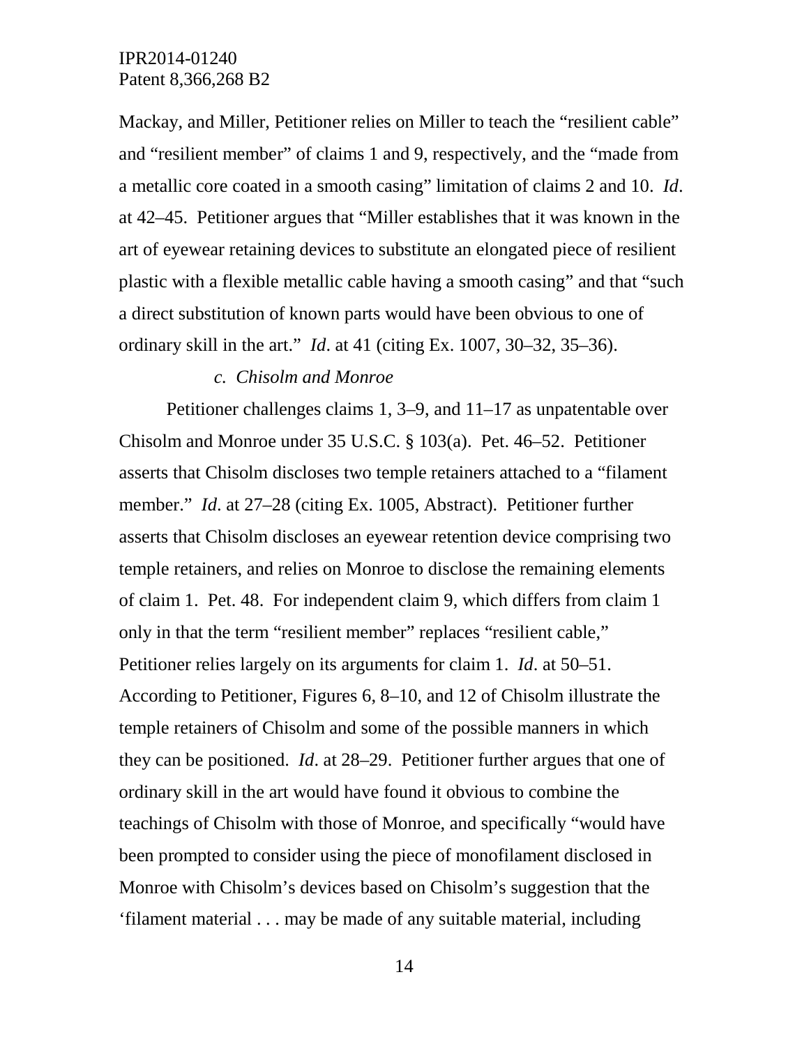Mackay, and Miller, Petitioner relies on Miller to teach the "resilient cable" and "resilient member" of claims 1 and 9, respectively, and the "made from a metallic core coated in a smooth casing" limitation of claims 2 and 10. *Id*. at 42–45. Petitioner argues that "Miller establishes that it was known in the art of eyewear retaining devices to substitute an elongated piece of resilient plastic with a flexible metallic cable having a smooth casing" and that "such a direct substitution of known parts would have been obvious to one of ordinary skill in the art." *Id*. at 41 (citing Ex. 1007, 30–32, 35–36).

*c. Chisolm and Monroe*

Petitioner challenges claims 1, 3–9, and 11–17 as unpatentable over Chisolm and Monroe under 35 U.S.C. § 103(a). Pet. 46–52. Petitioner asserts that Chisolm discloses two temple retainers attached to a "filament member." *Id*. at 27–28 (citing Ex. 1005, Abstract). Petitioner further asserts that Chisolm discloses an eyewear retention device comprising two temple retainers, and relies on Monroe to disclose the remaining elements of claim 1. Pet. 48. For independent claim 9, which differs from claim 1 only in that the term "resilient member" replaces "resilient cable," Petitioner relies largely on its arguments for claim 1. *Id*. at 50–51. According to Petitioner, Figures 6, 8–10, and 12 of Chisolm illustrate the temple retainers of Chisolm and some of the possible manners in which they can be positioned. *Id*. at 28–29. Petitioner further argues that one of ordinary skill in the art would have found it obvious to combine the teachings of Chisolm with those of Monroe, and specifically "would have been prompted to consider using the piece of monofilament disclosed in Monroe with Chisolm's devices based on Chisolm's suggestion that the 'filament material . . . may be made of any suitable material, including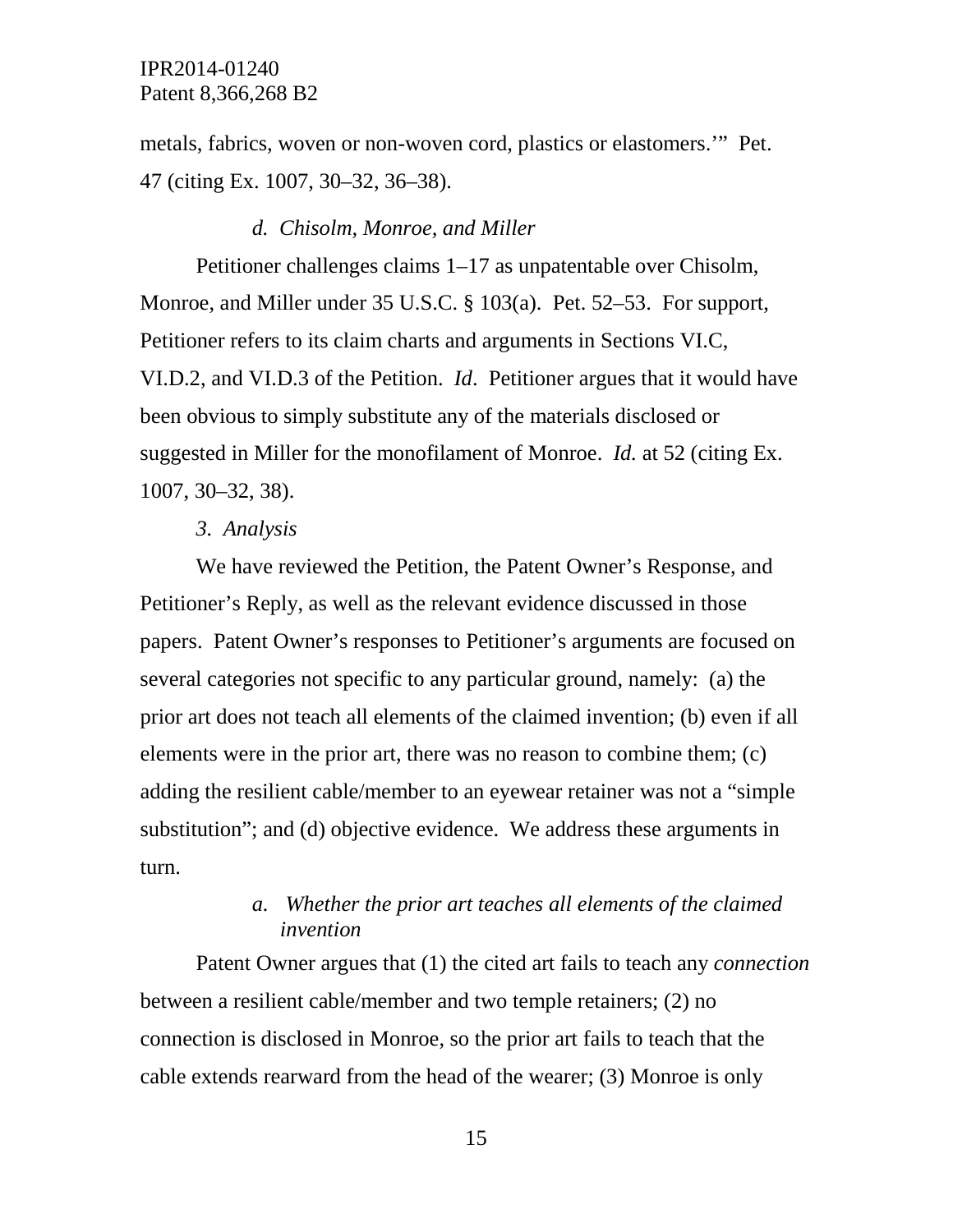metals, fabrics, woven or non-woven cord, plastics or elastomers.'" Pet. 47 (citing Ex. 1007, 30–32, 36–38).

*d. Chisolm, Monroe, and Miller*

Petitioner challenges claims 1–17 as unpatentable over Chisolm, Monroe, and Miller under 35 U.S.C. § 103(a). Pet. 52–53. For support, Petitioner refers to its claim charts and arguments in Sections VI.C, VI.D.2, and VI.D.3 of the Petition. *Id*. Petitioner argues that it would have been obvious to simply substitute any of the materials disclosed or suggested in Miller for the monofilament of Monroe. *Id.* at 52 (citing Ex. 1007, 30–32, 38).

*3. Analysis*

We have reviewed the Petition, the Patent Owner's Response, and Petitioner's Reply, as well as the relevant evidence discussed in those papers. Patent Owner's responses to Petitioner's arguments are focused on several categories not specific to any particular ground, namely: (a) the prior art does not teach all elements of the claimed invention; (b) even if all elements were in the prior art, there was no reason to combine them; (c) adding the resilient cable/member to an eyewear retainer was not a "simple substitution"; and (d) objective evidence. We address these arguments in turn.

*a. Whether the prior art teaches all elements of the claimed invention*

Patent Owner argues that (1) the cited art fails to teach any *connection* between a resilient cable/member and two temple retainers; (2) no connection is disclosed in Monroe, so the prior art fails to teach that the cable extends rearward from the head of the wearer; (3) Monroe is only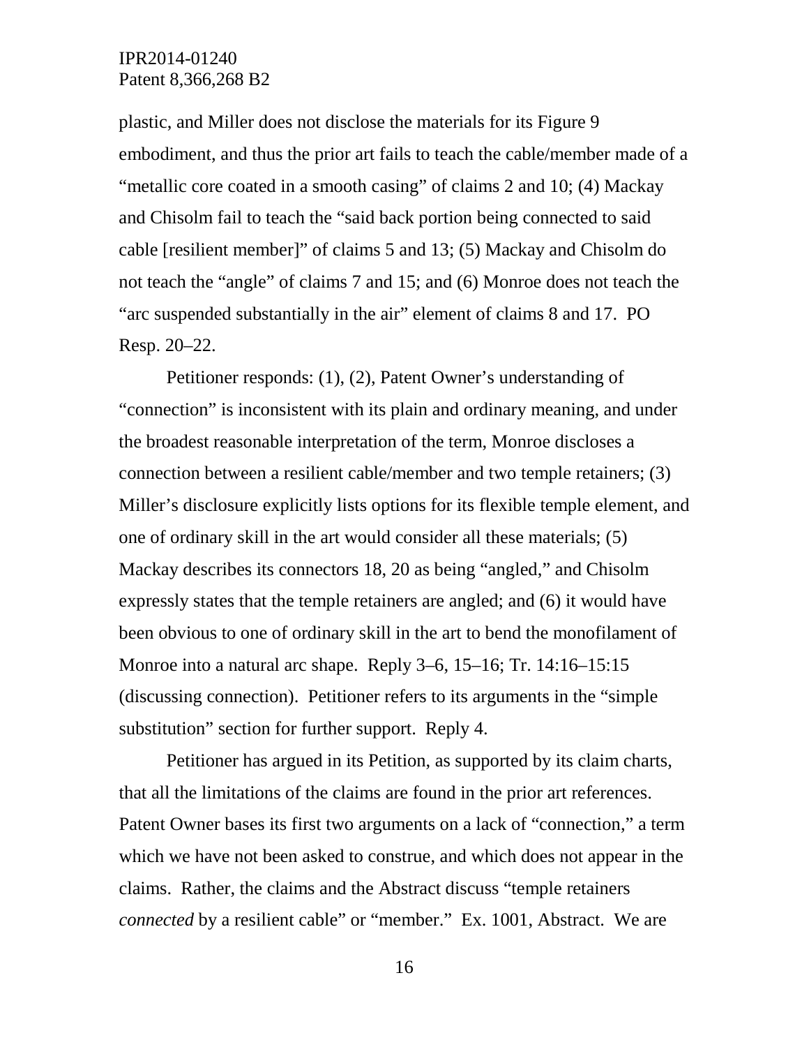plastic, and Miller does not disclose the materials for its Figure 9 embodiment, and thus the prior art fails to teach the cable/member made of a "metallic core coated in a smooth casing" of claims 2 and 10; (4) Mackay and Chisolm fail to teach the "said back portion being connected to said cable [resilient member]" of claims 5 and 13; (5) Mackay and Chisolm do not teach the "angle" of claims 7 and 15; and (6) Monroe does not teach the "arc suspended substantially in the air" element of claims 8 and 17. PO Resp. 20–22.

Petitioner responds: (1), (2), Patent Owner's understanding of "connection" is inconsistent with its plain and ordinary meaning, and under the broadest reasonable interpretation of the term, Monroe discloses a connection between a resilient cable/member and two temple retainers; (3) Miller's disclosure explicitly lists options for its flexible temple element, and one of ordinary skill in the art would consider all these materials; (5) Mackay describes its connectors 18, 20 as being "angled," and Chisolm expressly states that the temple retainers are angled; and (6) it would have been obvious to one of ordinary skill in the art to bend the monofilament of Monroe into a natural arc shape. Reply 3–6, 15–16; Tr. 14:16–15:15 (discussing connection). Petitioner refers to its arguments in the "simple substitution" section for further support. Reply 4.

Petitioner has argued in its Petition, as supported by its claim charts, that all the limitations of the claims are found in the prior art references. Patent Owner bases its first two arguments on a lack of "connection," a term which we have not been asked to construe, and which does not appear in the claims. Rather, the claims and the Abstract discuss "temple retainers *connected* by a resilient cable" or "member." Ex. 1001, Abstract. We are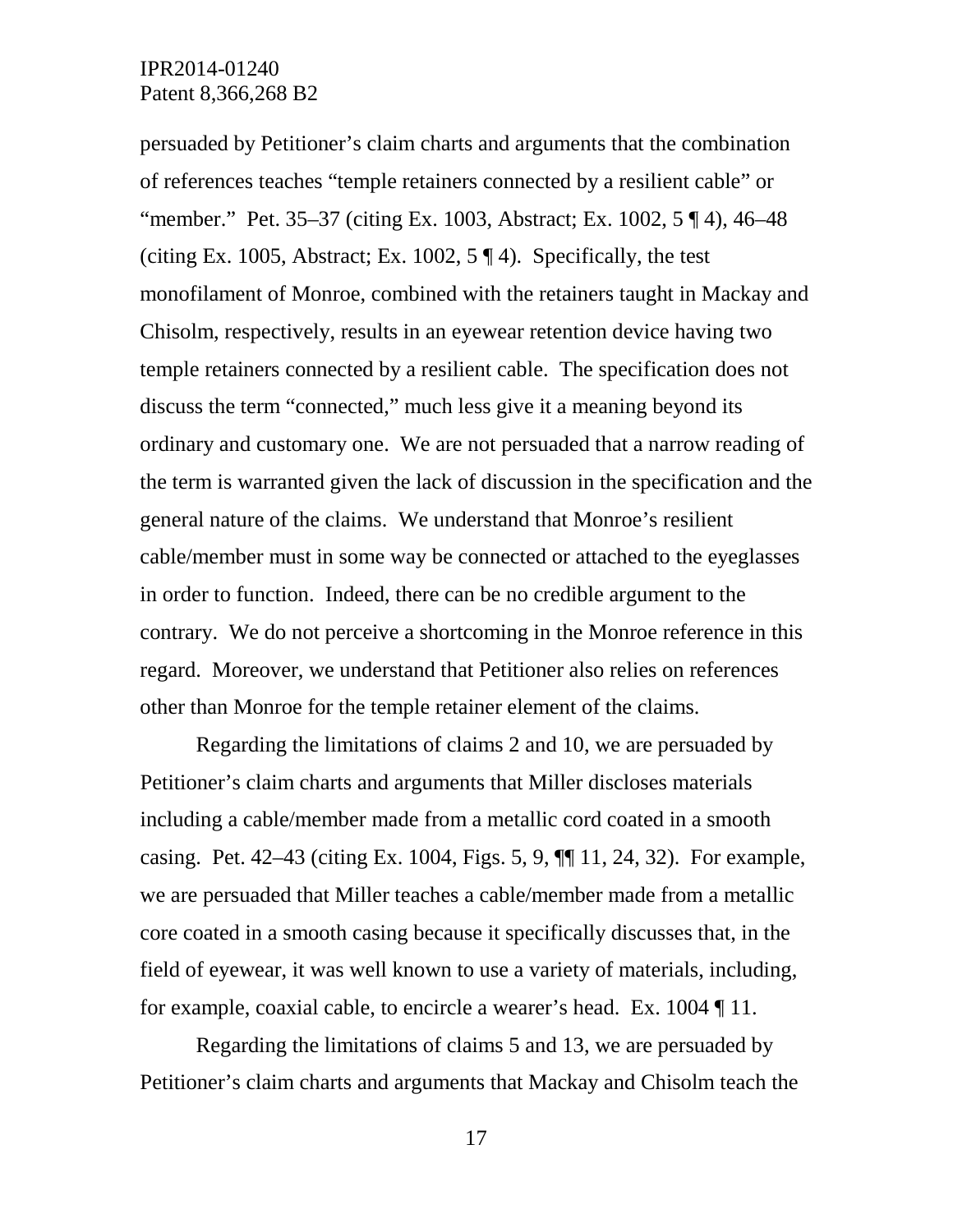persuaded by Petitioner's claim charts and arguments that the combination of references teaches "temple retainers connected by a resilient cable" or "member." Pet. 35–37 (citing Ex. 1003, Abstract; Ex. 1002, 5 ¶ 4), 46–48 (citing Ex. 1005, Abstract; Ex. 1002, 5 ¶ 4). Specifically, the test monofilament of Monroe, combined with the retainers taught in Mackay and Chisolm, respectively, results in an eyewear retention device having two temple retainers connected by a resilient cable. The specification does not discuss the term "connected," much less give it a meaning beyond its ordinary and customary one. We are not persuaded that a narrow reading of the term is warranted given the lack of discussion in the specification and the general nature of the claims. We understand that Monroe's resilient cable/member must in some way be connected or attached to the eyeglasses in order to function. Indeed, there can be no credible argument to the contrary. We do not perceive a shortcoming in the Monroe reference in this regard. Moreover, we understand that Petitioner also relies on references other than Monroe for the temple retainer element of the claims.

Regarding the limitations of claims 2 and 10, we are persuaded by Petitioner's claim charts and arguments that Miller discloses materials including a cable/member made from a metallic cord coated in a smooth casing. Pet. 42–43 (citing Ex. 1004, Figs. 5, 9, ¶¶ 11, 24, 32). For example, we are persuaded that Miller teaches a cable/member made from a metallic core coated in a smooth casing because it specifically discusses that, in the field of eyewear, it was well known to use a variety of materials, including, for example, coaxial cable, to encircle a wearer's head. Ex. 1004 ¶ 11.

Regarding the limitations of claims 5 and 13, we are persuaded by Petitioner's claim charts and arguments that Mackay and Chisolm teach the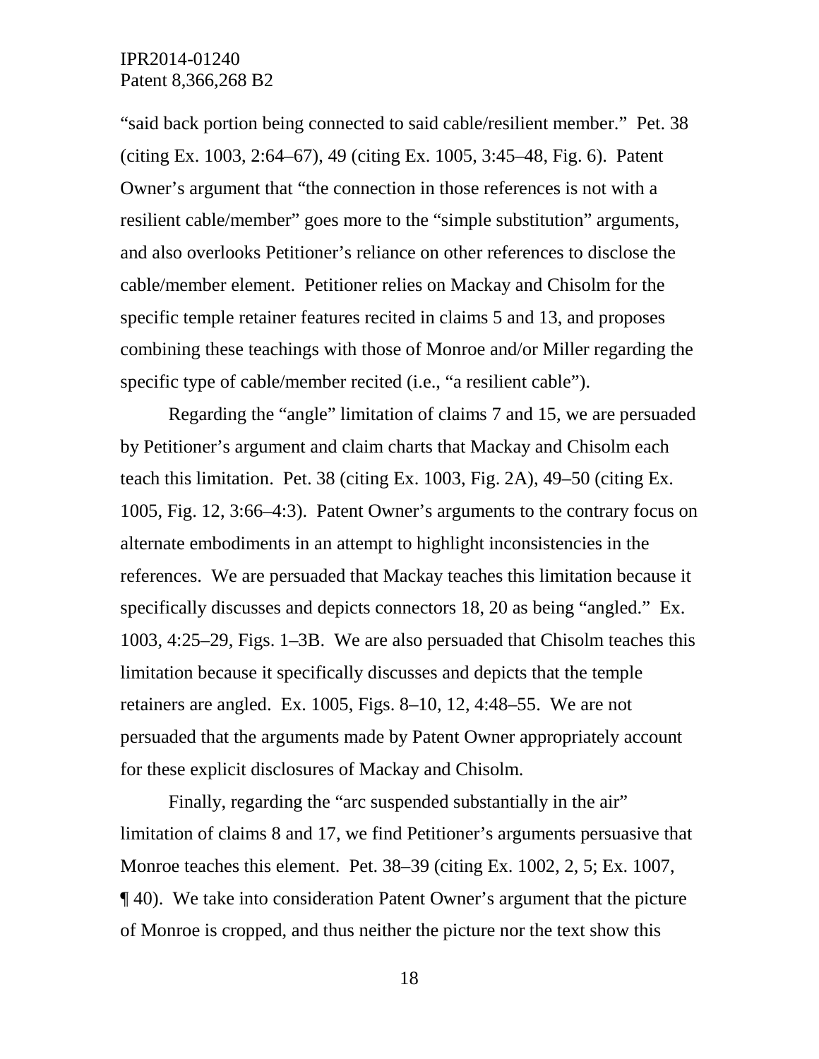"said back portion being connected to said cable/resilient member." Pet. 38 (citing Ex. 1003, 2:64–67), 49 (citing Ex. 1005, 3:45–48, Fig. 6). Patent Owner's argument that "the connection in those references is not with a resilient cable/member" goes more to the "simple substitution" arguments, and also overlooks Petitioner's reliance on other references to disclose the cable/member element. Petitioner relies on Mackay and Chisolm for the specific temple retainer features recited in claims 5 and 13, and proposes combining these teachings with those of Monroe and/or Miller regarding the specific type of cable/member recited (i.e., "a resilient cable").

Regarding the "angle" limitation of claims 7 and 15, we are persuaded by Petitioner's argument and claim charts that Mackay and Chisolm each teach this limitation. Pet. 38 (citing Ex. 1003, Fig. 2A), 49–50 (citing Ex. 1005, Fig. 12, 3:66–4:3). Patent Owner's arguments to the contrary focus on alternate embodiments in an attempt to highlight inconsistencies in the references. We are persuaded that Mackay teaches this limitation because it specifically discusses and depicts connectors 18, 20 as being "angled." Ex. 1003, 4:25–29, Figs. 1–3B. We are also persuaded that Chisolm teaches this limitation because it specifically discusses and depicts that the temple retainers are angled. Ex. 1005, Figs. 8–10, 12, 4:48–55. We are not persuaded that the arguments made by Patent Owner appropriately account for these explicit disclosures of Mackay and Chisolm.

Finally, regarding the "arc suspended substantially in the air" limitation of claims 8 and 17, we find Petitioner's arguments persuasive that Monroe teaches this element. Pet. 38–39 (citing Ex. 1002, 2, 5; Ex. 1007, ¶ 40). We take into consideration Patent Owner's argument that the picture of Monroe is cropped, and thus neither the picture nor the text show this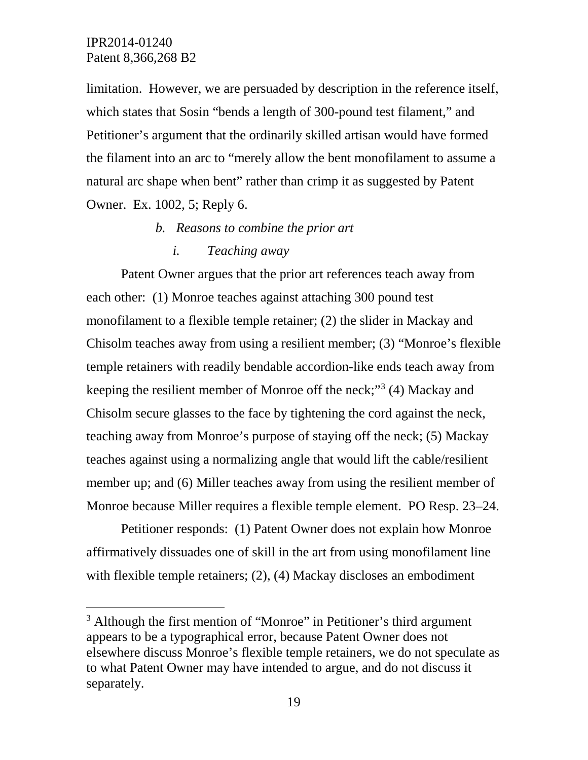limitation. However, we are persuaded by description in the reference itself, which states that Sosin "bends a length of 300-pound test filament," and Petitioner's argument that the ordinarily skilled artisan would have formed the filament into an arc to "merely allow the bent monofilament to assume a natural arc shape when bent" rather than crimp it as suggested by Patent Owner. Ex. 1002, 5; Reply 6.

*b. Reasons to combine the prior art*

*i. Teaching away*

Patent Owner argues that the prior art references teach away from each other: (1) Monroe teaches against attaching 300 pound test monofilament to a flexible temple retainer; (2) the slider in Mackay and Chisolm teaches away from using a resilient member; (3) "Monroe's flexible temple retainers with readily bendable accordion-like ends teach away from keeping the resilient member of Monroe off the neck;"[3] (4) Mackay and Chisolm secure glasses to the face by tightening the cord against the neck, teaching away from Monroe's purpose of staying off the neck; (5) Mackay teaches against using a normalizing angle that would lift the cable/resilient member up; and (6) Miller teaches away from using the resilient member of Monroe because Miller requires a flexible temple element. PO Resp. 23–24.

Petitioner responds: (1) Patent Owner does not explain how Monroe affirmatively dissuades one of skill in the art from using monofilament line with flexible temple retainers; (2), (4) Mackay discloses an embodiment

---

[3] Although the first mention of "Monroe" in Petitioner's third argument appears to be a typographical error, because Patent Owner does not elsewhere discuss Monroe's flexible temple retainers, we do not speculate as to what Patent Owner may have intended to argue, and do not discuss it separately.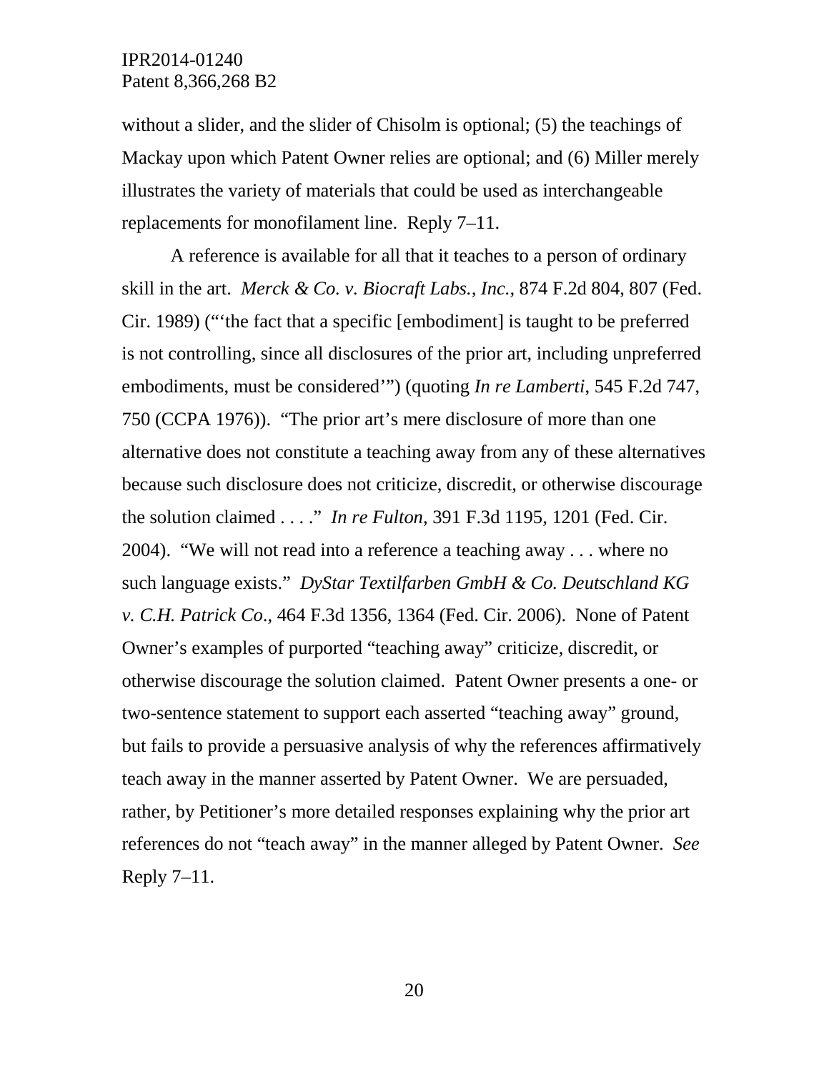without a slider, and the slider of Chisolm is optional; (5) the teachings of Mackay upon which Patent Owner relies are optional; and (6) Miller merely illustrates the variety of materials that could be used as interchangeable replacements for monofilament line. Reply 7–11.

A reference is available for all that it teaches to a person of ordinary skill in the art. *Merck & Co. v. Biocraft Labs., Inc.*, 874 F.2d 804, 807 (Fed. Cir. 1989) ("'the fact that a specific [embodiment] is taught to be preferred is not controlling, since all disclosures of the prior art, including unpreferred embodiments, must be considered'") (quoting *In re Lamberti*, 545 F.2d 747, 750 (CCPA 1976)). "The prior art's mere disclosure of more than one alternative does not constitute a teaching away from any of these alternatives because such disclosure does not criticize, discredit, or otherwise discourage the solution claimed . . . ." *In re Fulton*, 391 F.3d 1195, 1201 (Fed. Cir. 2004). "We will not read into a reference a teaching away . . . where no such language exists." *DyStar Textilfarben GmbH & Co. Deutschland KG v. C.H. Patrick Co.*, 464 F.3d 1356, 1364 (Fed. Cir. 2006). None of Patent Owner's examples of purported "teaching away" criticize, discredit, or otherwise discourage the solution claimed. Patent Owner presents a one- or two-sentence statement to support each asserted "teaching away" ground, but fails to provide a persuasive analysis of why the references affirmatively teach away in the manner asserted by Patent Owner. We are persuaded, rather, by Petitioner's more detailed responses explaining why the prior art references do not "teach away" in the manner alleged by Patent Owner. *See* Reply 7–11.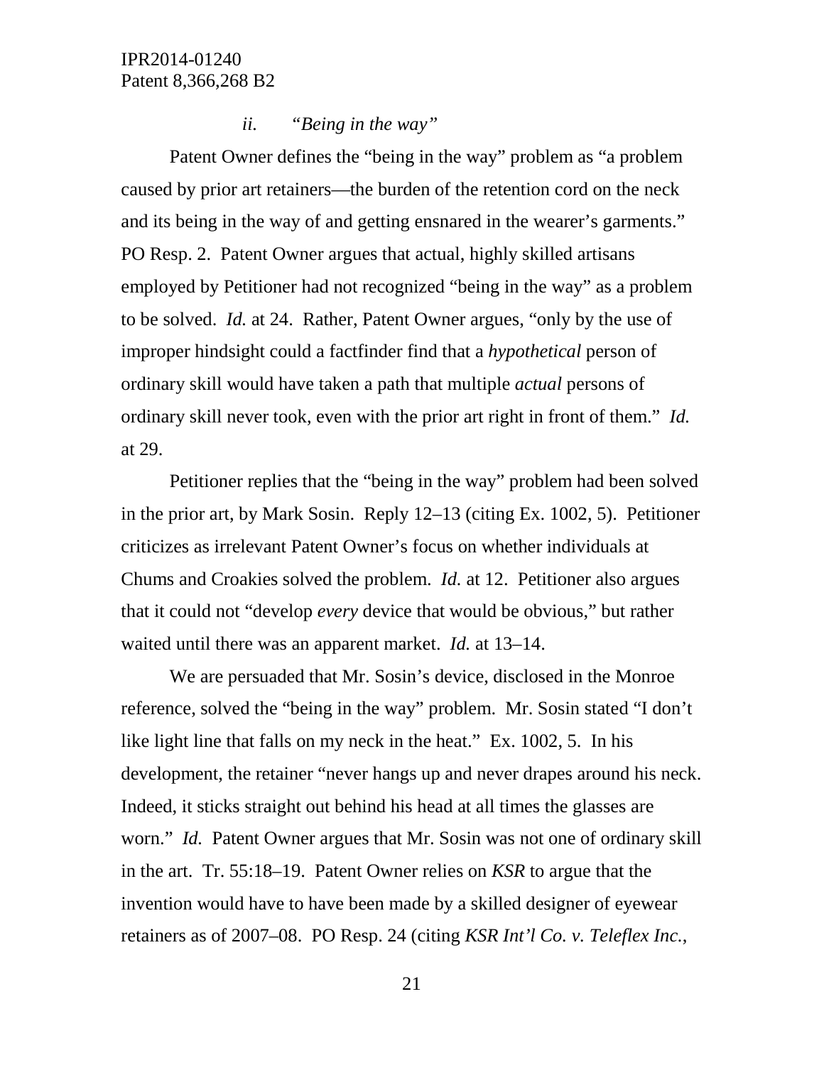*ii. "Being in the way"*

Patent Owner defines the "being in the way" problem as "a problem caused by prior art retainers—the burden of the retention cord on the neck and its being in the way of and getting ensnared in the wearer's garments." PO Resp. 2. Patent Owner argues that actual, highly skilled artisans employed by Petitioner had not recognized "being in the way" as a problem to be solved. *Id.* at 24. Rather, Patent Owner argues, "only by the use of improper hindsight could a factfinder find that a *hypothetical* person of ordinary skill would have taken a path that multiple *actual* persons of ordinary skill never took, even with the prior art right in front of them." *Id.* at 29.

Petitioner replies that the "being in the way" problem had been solved in the prior art, by Mark Sosin. Reply 12–13 (citing Ex. 1002, 5). Petitioner criticizes as irrelevant Patent Owner's focus on whether individuals at Chums and Croakies solved the problem. *Id.* at 12. Petitioner also argues that it could not "develop *every* device that would be obvious," but rather waited until there was an apparent market. *Id.* at 13–14.

We are persuaded that Mr. Sosin's device, disclosed in the Monroe reference, solved the "being in the way" problem. Mr. Sosin stated "I don't like light line that falls on my neck in the heat." Ex. 1002, 5. In his development, the retainer "never hangs up and never drapes around his neck. Indeed, it sticks straight out behind his head at all times the glasses are worn." *Id.* Patent Owner argues that Mr. Sosin was not one of ordinary skill in the art. Tr. 55:18–19. Patent Owner relies on *KSR* to argue that the invention would have to have been made by a skilled designer of eyewear retainers as of 2007–08. PO Resp. 24 (citing *KSR Int'l Co. v. Teleflex Inc.*,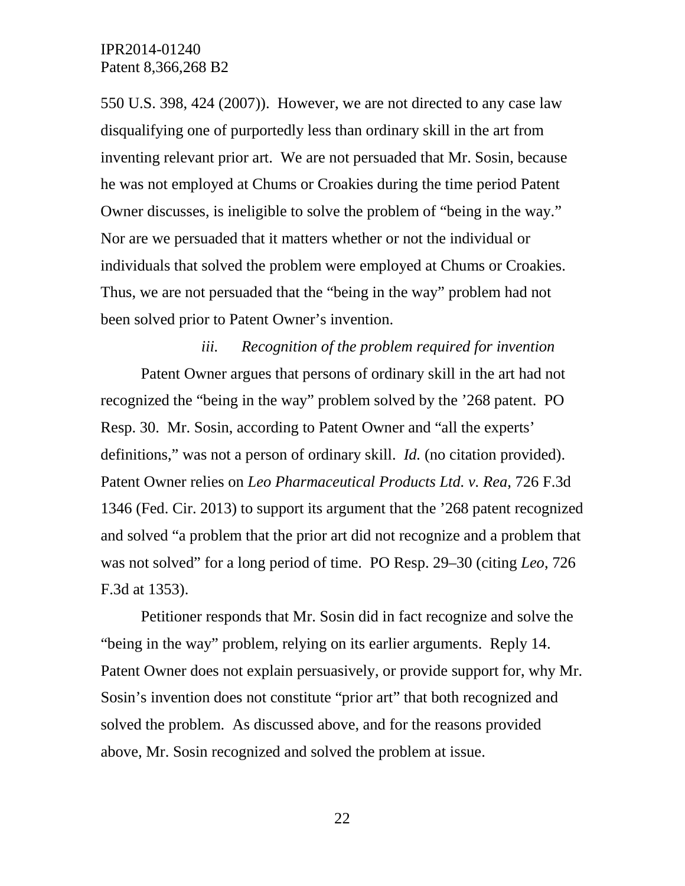550 U.S. 398, 424 (2007)). However, we are not directed to any case law disqualifying one of purportedly less than ordinary skill in the art from inventing relevant prior art. We are not persuaded that Mr. Sosin, because he was not employed at Chums or Croakies during the time period Patent Owner discusses, is ineligible to solve the problem of "being in the way." Nor are we persuaded that it matters whether or not the individual or individuals that solved the problem were employed at Chums or Croakies. Thus, we are not persuaded that the "being in the way" problem had not been solved prior to Patent Owner's invention.

*iii. Recognition of the problem required for invention*

Patent Owner argues that persons of ordinary skill in the art had not recognized the "being in the way" problem solved by the '268 patent. PO Resp. 30. Mr. Sosin, according to Patent Owner and "all the experts' definitions," was not a person of ordinary skill. *Id.* (no citation provided). Patent Owner relies on *Leo Pharmaceutical Products Ltd. v. Rea*, 726 F.3d 1346 (Fed. Cir. 2013) to support its argument that the '268 patent recognized and solved "a problem that the prior art did not recognize and a problem that was not solved" for a long period of time. PO Resp. 29–30 (citing *Leo*, 726 F.3d at 1353).

Petitioner responds that Mr. Sosin did in fact recognize and solve the "being in the way" problem, relying on its earlier arguments. Reply 14. Patent Owner does not explain persuasively, or provide support for, why Mr. Sosin's invention does not constitute "prior art" that both recognized and solved the problem. As discussed above, and for the reasons provided above, Mr. Sosin recognized and solved the problem at issue.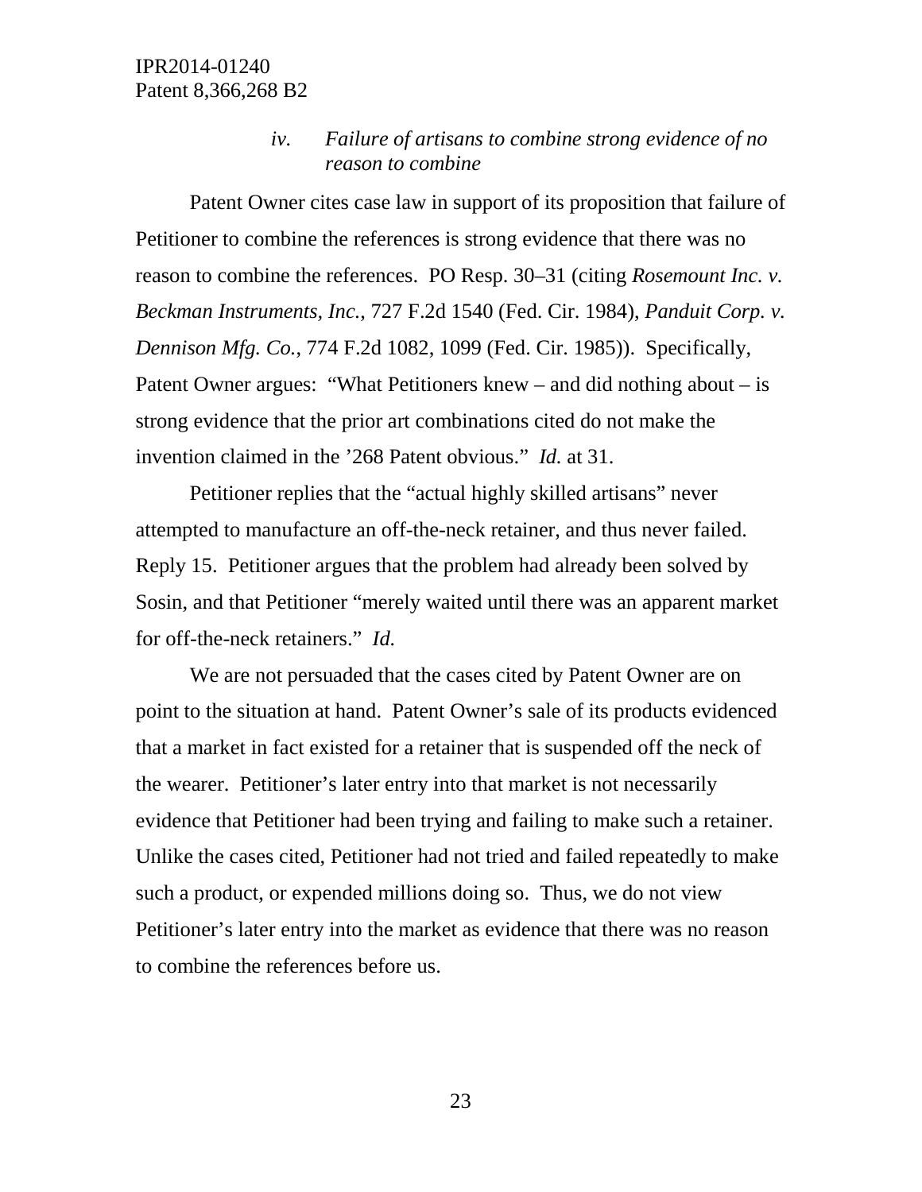#### *iv. Failure of artisans to combine strong evidence of no reason to combine*

Patent Owner cites case law in support of its proposition that failure of Petitioner to combine the references is strong evidence that there was no reason to combine the references. PO Resp. 30–31 (citing *Rosemount Inc. v. Beckman Instruments, Inc.*, 727 F.2d 1540 (Fed. Cir. 1984), *Panduit Corp. v. Dennison Mfg. Co.*, 774 F.2d 1082, 1099 (Fed. Cir. 1985)). Specifically, Patent Owner argues: "What Petitioners knew – and did nothing about – is strong evidence that the prior art combinations cited do not make the invention claimed in the '268 Patent obvious." *Id.* at 31.

Petitioner replies that the "actual highly skilled artisans" never attempted to manufacture an off-the-neck retainer, and thus never failed. Reply 15. Petitioner argues that the problem had already been solved by Sosin, and that Petitioner "merely waited until there was an apparent market for off-the-neck retainers." *Id.*

We are not persuaded that the cases cited by Patent Owner are on point to the situation at hand. Patent Owner's sale of its products evidenced that a market in fact existed for a retainer that is suspended off the neck of the wearer. Petitioner's later entry into that market is not necessarily evidence that Petitioner had been trying and failing to make such a retainer. Unlike the cases cited, Petitioner had not tried and failed repeatedly to make such a product, or expended millions doing so. Thus, we do not view Petitioner's later entry into the market as evidence that there was no reason to combine the references before us.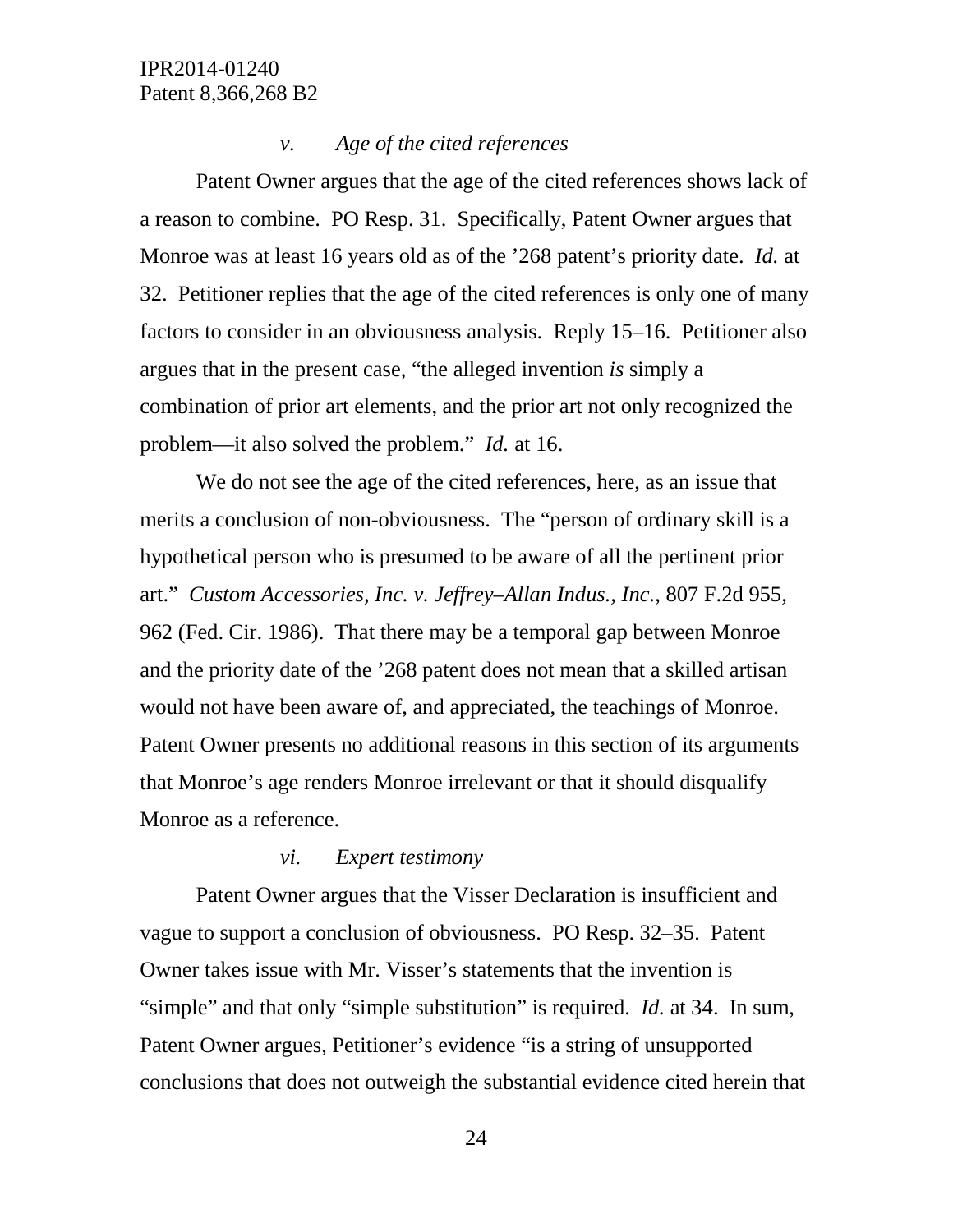*v. Age of the cited references*

Patent Owner argues that the age of the cited references shows lack of a reason to combine. PO Resp. 31. Specifically, Patent Owner argues that Monroe was at least 16 years old as of the '268 patent's priority date. *Id.* at 32. Petitioner replies that the age of the cited references is only one of many factors to consider in an obviousness analysis. Reply 15–16. Petitioner also argues that in the present case, "the alleged invention *is* simply a combination of prior art elements, and the prior art not only recognized the problem—it also solved the problem." *Id.* at 16.

We do not see the age of the cited references, here, as an issue that merits a conclusion of non-obviousness. The "person of ordinary skill is a hypothetical person who is presumed to be aware of all the pertinent prior art." *Custom Accessories, Inc. v. Jeffrey–Allan Indus., Inc.*, 807 F.2d 955, 962 (Fed. Cir. 1986). That there may be a temporal gap between Monroe and the priority date of the '268 patent does not mean that a skilled artisan would not have been aware of, and appreciated, the teachings of Monroe. Patent Owner presents no additional reasons in this section of its arguments that Monroe's age renders Monroe irrelevant or that it should disqualify Monroe as a reference.

*vi. Expert testimony*

Patent Owner argues that the Visser Declaration is insufficient and vague to support a conclusion of obviousness. PO Resp. 32–35. Patent Owner takes issue with Mr. Visser's statements that the invention is "simple" and that only "simple substitution" is required. *Id.* at 34. In sum, Patent Owner argues, Petitioner's evidence "is a string of unsupported conclusions that does not outweigh the substantial evidence cited herein that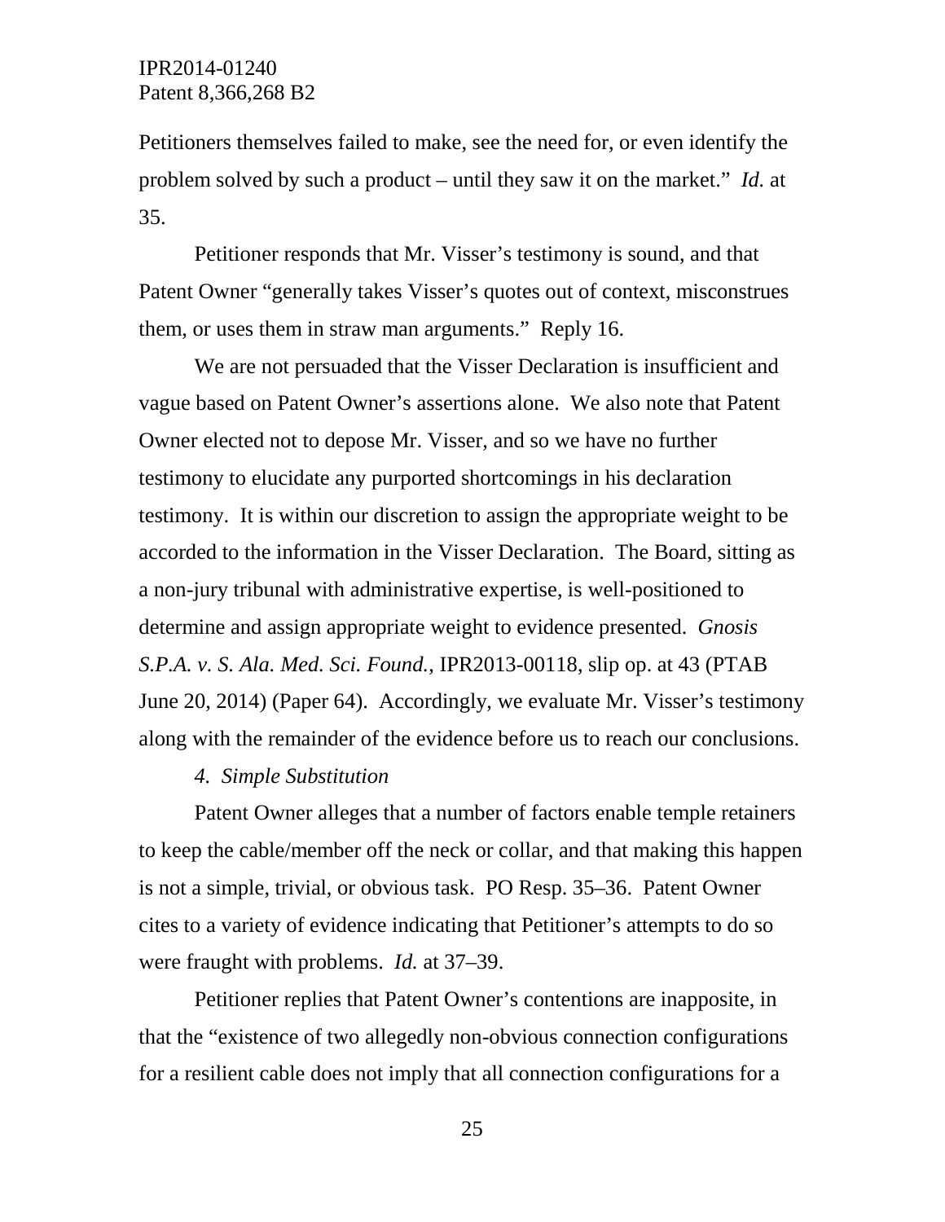Petitioners themselves failed to make, see the need for, or even identify the problem solved by such a product – until they saw it on the market." *Id.* at 35.

Petitioner responds that Mr. Visser's testimony is sound, and that Patent Owner "generally takes Visser's quotes out of context, misconstrues them, or uses them in straw man arguments." Reply 16.

We are not persuaded that the Visser Declaration is insufficient and vague based on Patent Owner's assertions alone. We also note that Patent Owner elected not to depose Mr. Visser, and so we have no further testimony to elucidate any purported shortcomings in his declaration testimony. It is within our discretion to assign the appropriate weight to be accorded to the information in the Visser Declaration. The Board, sitting as a non-jury tribunal with administrative expertise, is well-positioned to determine and assign appropriate weight to evidence presented. *Gnosis S.P.A. v. S. Ala. Med. Sci. Found.*, IPR2013-00118, slip op. at 43 (PTAB June 20, 2014) (Paper 64). Accordingly, we evaluate Mr. Visser's testimony along with the remainder of the evidence before us to reach our conclusions.

*4. Simple Substitution*

Patent Owner alleges that a number of factors enable temple retainers to keep the cable/member off the neck or collar, and that making this happen is not a simple, trivial, or obvious task. PO Resp. 35–36. Patent Owner cites to a variety of evidence indicating that Petitioner's attempts to do so were fraught with problems. *Id.* at 37–39.

Petitioner replies that Patent Owner's contentions are inapposite, in that the "existence of two allegedly non-obvious connection configurations for a resilient cable does not imply that all connection configurations for a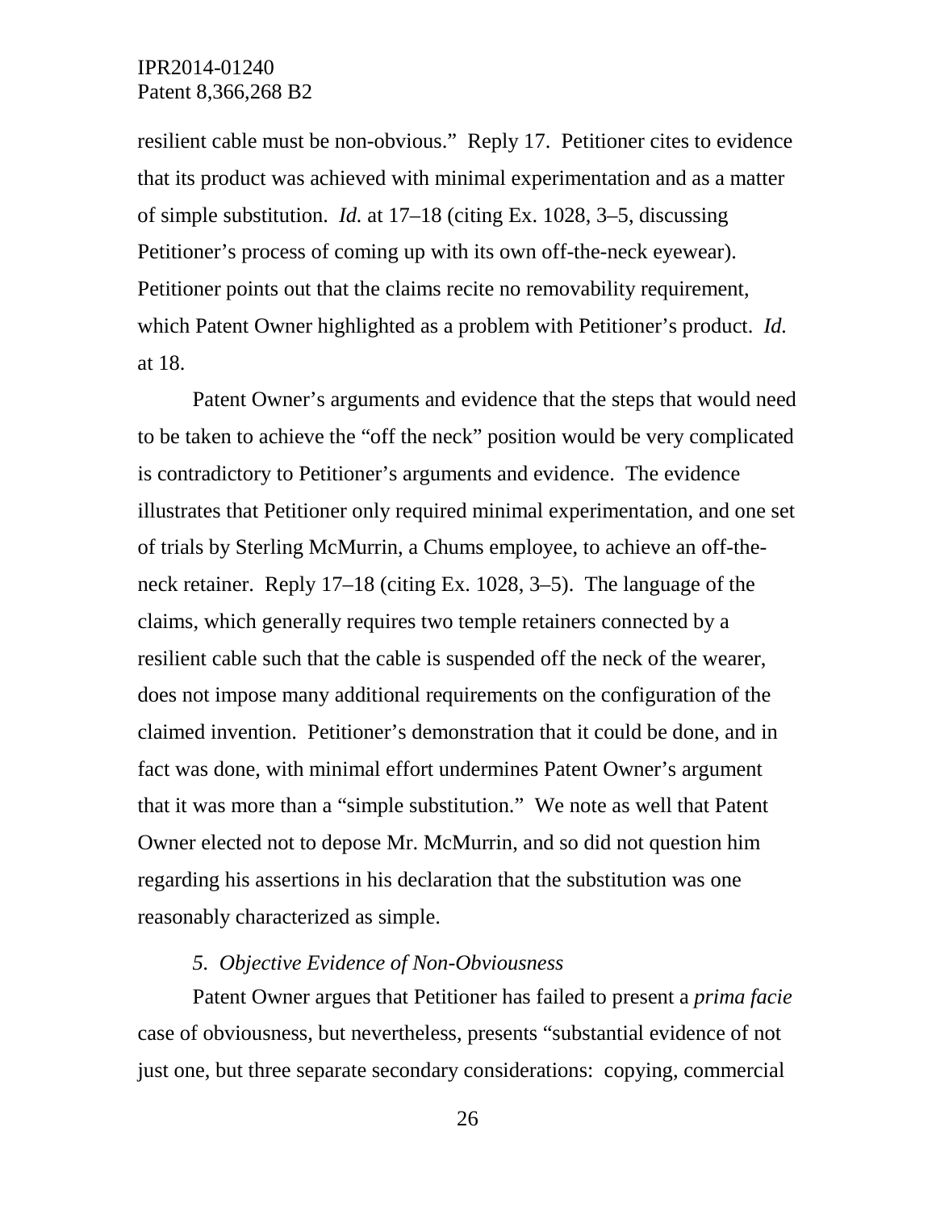resilient cable must be non-obvious." Reply 17. Petitioner cites to evidence that its product was achieved with minimal experimentation and as a matter of simple substitution. *Id.* at 17–18 (citing Ex. 1028, 3–5, discussing Petitioner's process of coming up with its own off-the-neck eyewear). Petitioner points out that the claims recite no removability requirement, which Patent Owner highlighted as a problem with Petitioner's product. *Id.* at 18.

Patent Owner's arguments and evidence that the steps that would need to be taken to achieve the "off the neck" position would be very complicated is contradictory to Petitioner's arguments and evidence. The evidence illustrates that Petitioner only required minimal experimentation, and one set of trials by Sterling McMurrin, a Chums employee, to achieve an off-the-neck retainer. Reply 17–18 (citing Ex. 1028, 3–5). The language of the claims, which generally requires two temple retainers connected by a resilient cable such that the cable is suspended off the neck of the wearer, does not impose many additional requirements on the configuration of the claimed invention. Petitioner's demonstration that it could be done, and in fact was done, with minimal effort undermines Patent Owner's argument that it was more than a "simple substitution." We note as well that Patent Owner elected not to depose Mr. McMurrin, and so did not question him regarding his assertions in his declaration that the substitution was one reasonably characterized as simple.

*5. Objective Evidence of Non-Obviousness*

Patent Owner argues that Petitioner has failed to present a *prima facie* case of obviousness, but nevertheless, presents "substantial evidence of not just one, but three separate secondary considerations: copying, commercial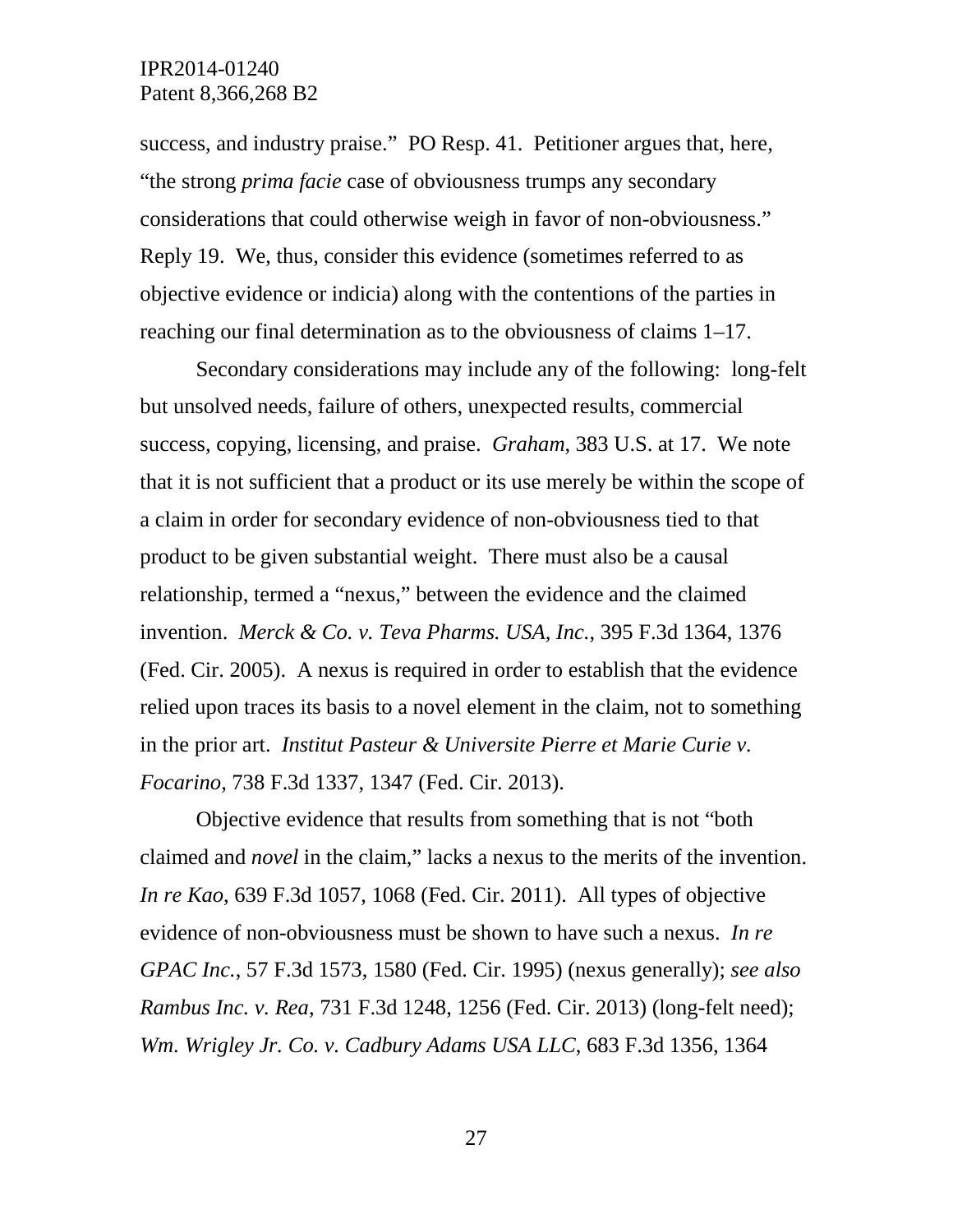success, and industry praise." PO Resp. 41. Petitioner argues that, here, "the strong *prima facie* case of obviousness trumps any secondary considerations that could otherwise weigh in favor of non-obviousness." Reply 19. We, thus, consider this evidence (sometimes referred to as objective evidence or indicia) along with the contentions of the parties in reaching our final determination as to the obviousness of claims 1–17.

Secondary considerations may include any of the following: long-felt but unsolved needs, failure of others, unexpected results, commercial success, copying, licensing, and praise. *Graham*, 383 U.S. at 17. We note that it is not sufficient that a product or its use merely be within the scope of a claim in order for secondary evidence of non-obviousness tied to that product to be given substantial weight. There must also be a causal relationship, termed a "nexus," between the evidence and the claimed invention. *Merck & Co. v. Teva Pharms. USA, Inc.*, 395 F.3d 1364, 1376 (Fed. Cir. 2005). A nexus is required in order to establish that the evidence relied upon traces its basis to a novel element in the claim, not to something in the prior art. *Institut Pasteur & Universite Pierre et Marie Curie v. Focarino*, 738 F.3d 1337, 1347 (Fed. Cir. 2013).

Objective evidence that results from something that is not "both claimed and *novel* in the claim," lacks a nexus to the merits of the invention. *In re Kao*, 639 F.3d 1057, 1068 (Fed. Cir. 2011). All types of objective evidence of non-obviousness must be shown to have such a nexus. *In re GPAC Inc.*, 57 F.3d 1573, 1580 (Fed. Cir. 1995) (nexus generally); *see also Rambus Inc. v. Rea*, 731 F.3d 1248, 1256 (Fed. Cir. 2013) (long-felt need); *Wm. Wrigley Jr. Co. v. Cadbury Adams USA LLC*, 683 F.3d 1356, 1364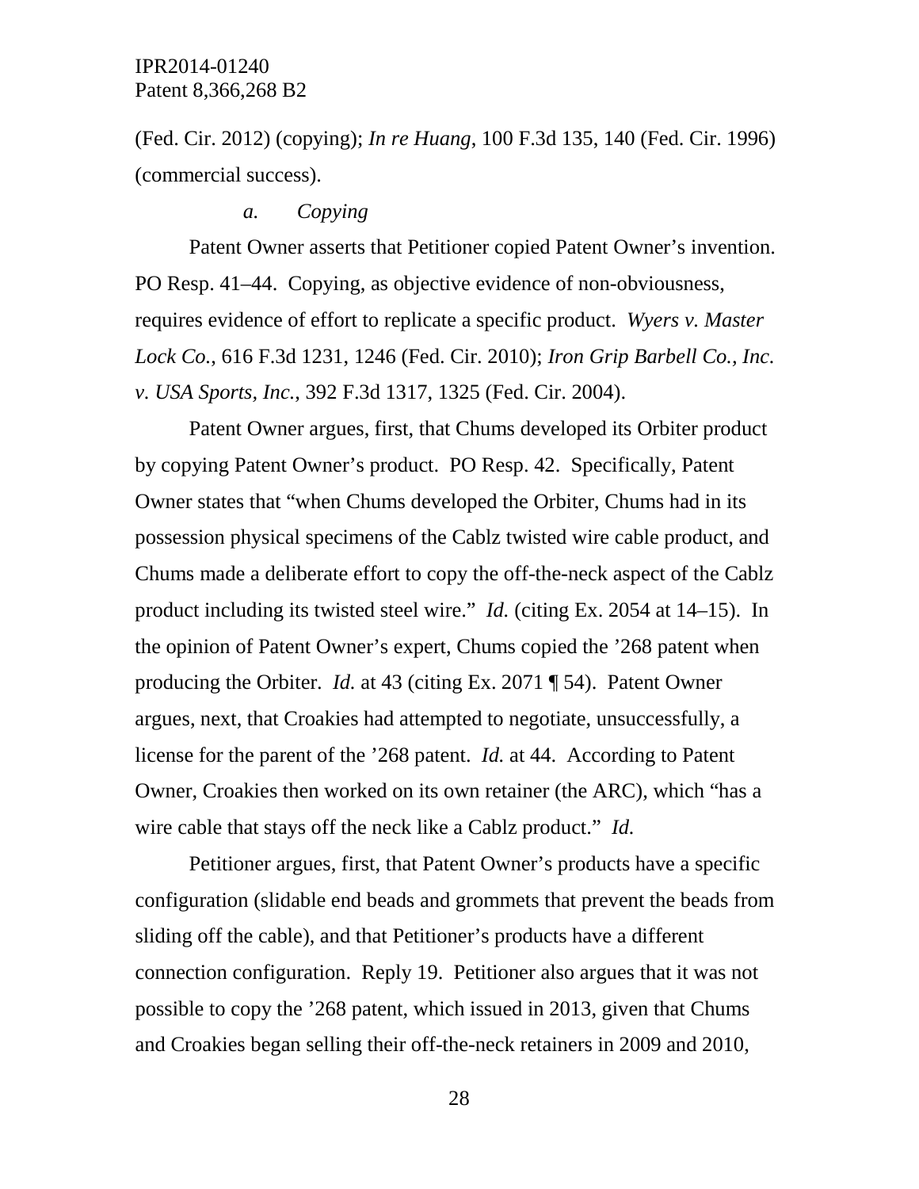(Fed. Cir. 2012) (copying); *In re Huang*, 100 F.3d 135, 140 (Fed. Cir. 1996) (commercial success).

*a. Copying*

Patent Owner asserts that Petitioner copied Patent Owner's invention. PO Resp. 41–44. Copying, as objective evidence of non-obviousness, requires evidence of effort to replicate a specific product. *Wyers v. Master Lock Co.*, 616 F.3d 1231, 1246 (Fed. Cir. 2010); *Iron Grip Barbell Co., Inc. v. USA Sports, Inc.*, 392 F.3d 1317, 1325 (Fed. Cir. 2004).

Patent Owner argues, first, that Chums developed its Orbiter product by copying Patent Owner's product. PO Resp. 42. Specifically, Patent Owner states that "when Chums developed the Orbiter, Chums had in its possession physical specimens of the Cablz twisted wire cable product, and Chums made a deliberate effort to copy the off-the-neck aspect of the Cablz product including its twisted steel wire." *Id.* (citing Ex. 2054 at 14–15). In the opinion of Patent Owner's expert, Chums copied the '268 patent when producing the Orbiter. *Id.* at 43 (citing Ex. 2071 ¶ 54). Patent Owner argues, next, that Croakies had attempted to negotiate, unsuccessfully, a license for the parent of the '268 patent. *Id.* at 44. According to Patent Owner, Croakies then worked on its own retainer (the ARC), which "has a wire cable that stays off the neck like a Cablz product." *Id.*

Petitioner argues, first, that Patent Owner's products have a specific configuration (slidable end beads and grommets that prevent the beads from sliding off the cable), and that Petitioner's products have a different connection configuration. Reply 19. Petitioner also argues that it was not possible to copy the '268 patent, which issued in 2013, given that Chums and Croakies began selling their off-the-neck retainers in 2009 and 2010,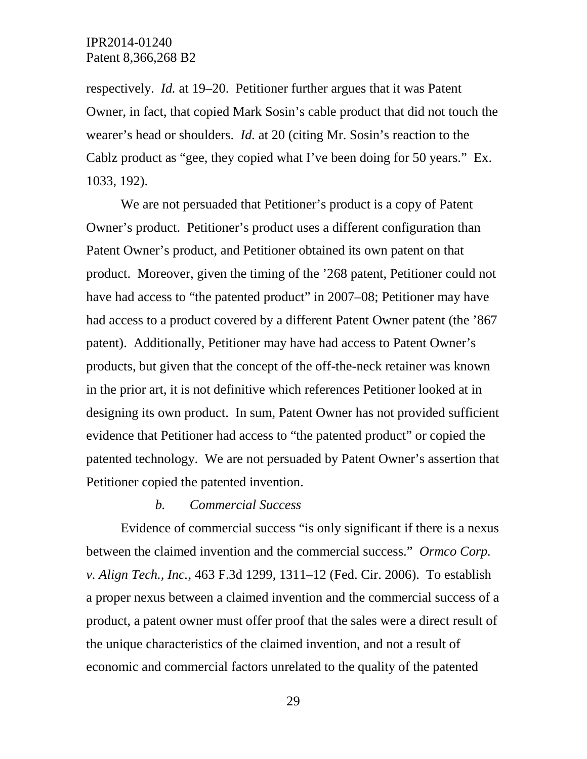respectively. *Id.* at 19–20. Petitioner further argues that it was Patent Owner, in fact, that copied Mark Sosin's cable product that did not touch the wearer's head or shoulders. *Id.* at 20 (citing Mr. Sosin's reaction to the Cablz product as "gee, they copied what I've been doing for 50 years." Ex. 1033, 192).

We are not persuaded that Petitioner's product is a copy of Patent Owner's product. Petitioner's product uses a different configuration than Patent Owner's product, and Petitioner obtained its own patent on that product. Moreover, given the timing of the '268 patent, Petitioner could not have had access to "the patented product" in 2007–08; Petitioner may have had access to a product covered by a different Patent Owner patent (the '867 patent). Additionally, Petitioner may have had access to Patent Owner's products, but given that the concept of the off-the-neck retainer was known in the prior art, it is not definitive which references Petitioner looked at in designing its own product. In sum, Patent Owner has not provided sufficient evidence that Petitioner had access to "the patented product" or copied the patented technology. We are not persuaded by Patent Owner's assertion that Petitioner copied the patented invention.

*b. Commercial Success*

Evidence of commercial success "is only significant if there is a nexus between the claimed invention and the commercial success." *Ormco Corp. v. Align Tech., Inc.*, 463 F.3d 1299, 1311–12 (Fed. Cir. 2006). To establish a proper nexus between a claimed invention and the commercial success of a product, a patent owner must offer proof that the sales were a direct result of the unique characteristics of the claimed invention, and not a result of economic and commercial factors unrelated to the quality of the patented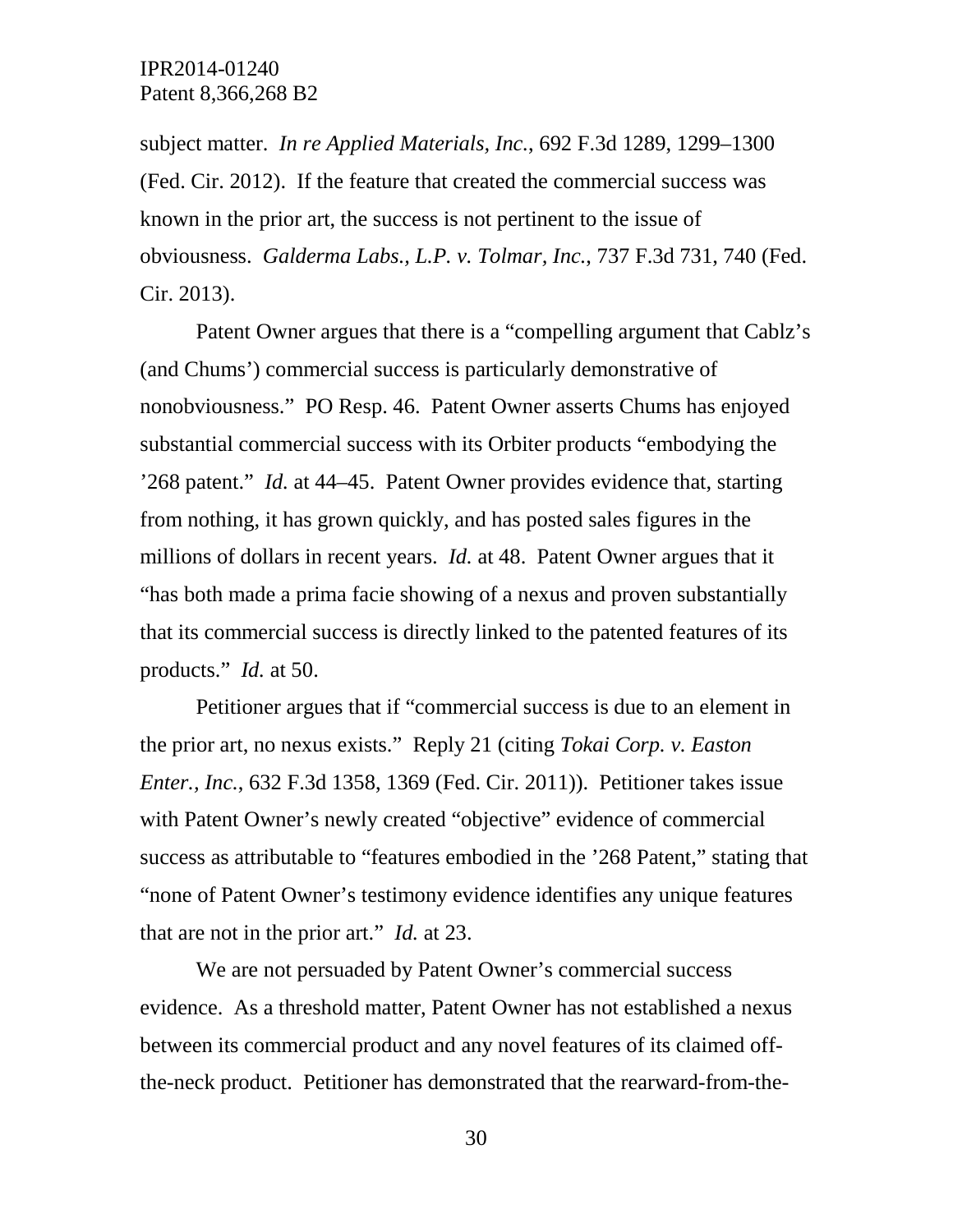subject matter. *In re Applied Materials, Inc.*, 692 F.3d 1289, 1299–1300 (Fed. Cir. 2012). If the feature that created the commercial success was known in the prior art, the success is not pertinent to the issue of obviousness. *Galderma Labs., L.P. v. Tolmar, Inc.*, 737 F.3d 731, 740 (Fed. Cir. 2013).

Patent Owner argues that there is a "compelling argument that Cablz's (and Chums') commercial success is particularly demonstrative of nonobviousness." PO Resp. 46. Patent Owner asserts Chums has enjoyed substantial commercial success with its Orbiter products "embodying the '268 patent." *Id.* at 44–45. Patent Owner provides evidence that, starting from nothing, it has grown quickly, and has posted sales figures in the millions of dollars in recent years. *Id.* at 48. Patent Owner argues that it "has both made a prima facie showing of a nexus and proven substantially that its commercial success is directly linked to the patented features of its products." *Id.* at 50.

Petitioner argues that if "commercial success is due to an element in the prior art, no nexus exists." Reply 21 (citing *Tokai Corp. v. Easton Enter., Inc.*, 632 F.3d 1358, 1369 (Fed. Cir. 2011)). Petitioner takes issue with Patent Owner's newly created "objective" evidence of commercial success as attributable to "features embodied in the '268 Patent," stating that "none of Patent Owner's testimony evidence identifies any unique features that are not in the prior art." *Id.* at 23.

We are not persuaded by Patent Owner's commercial success evidence. As a threshold matter, Patent Owner has not established a nexus between its commercial product and any novel features of its claimed off-the-neck product. Petitioner has demonstrated that the rearward-from-the-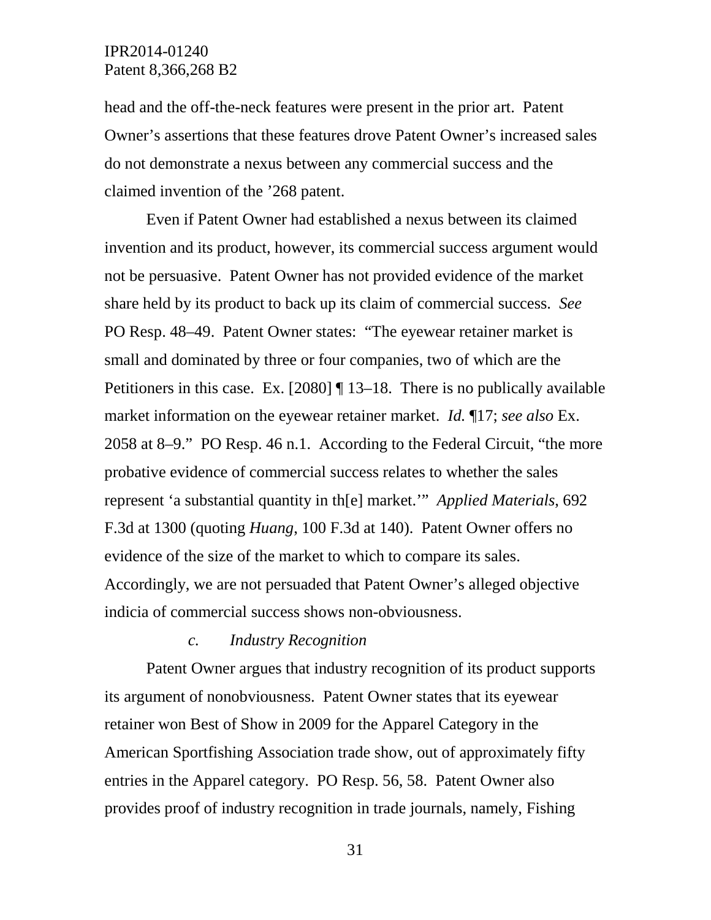head and the off-the-neck features were present in the prior art. Patent Owner's assertions that these features drove Patent Owner's increased sales do not demonstrate a nexus between any commercial success and the claimed invention of the '268 patent.

Even if Patent Owner had established a nexus between its claimed invention and its product, however, its commercial success argument would not be persuasive. Patent Owner has not provided evidence of the market share held by its product to back up its claim of commercial success. *See* PO Resp. 48–49. Patent Owner states: "The eyewear retainer market is small and dominated by three or four companies, two of which are the Petitioners in this case. Ex. [2080] ¶ 13–18. There is no publically available market information on the eyewear retainer market. *Id.* ¶17; *see also* Ex. 2058 at 8–9." PO Resp. 46 n.1. According to the Federal Circuit, "the more probative evidence of commercial success relates to whether the sales represent 'a substantial quantity in th[e] market.'" *Applied Materials*, 692 F.3d at 1300 (quoting *Huang*, 100 F.3d at 140). Patent Owner offers no evidence of the size of the market to which to compare its sales. Accordingly, we are not persuaded that Patent Owner's alleged objective indicia of commercial success shows non-obviousness.

*c. Industry Recognition*

Patent Owner argues that industry recognition of its product supports its argument of nonobviousness. Patent Owner states that its eyewear retainer won Best of Show in 2009 for the Apparel Category in the American Sportfishing Association trade show, out of approximately fifty entries in the Apparel category. PO Resp. 56, 58. Patent Owner also provides proof of industry recognition in trade journals, namely, Fishing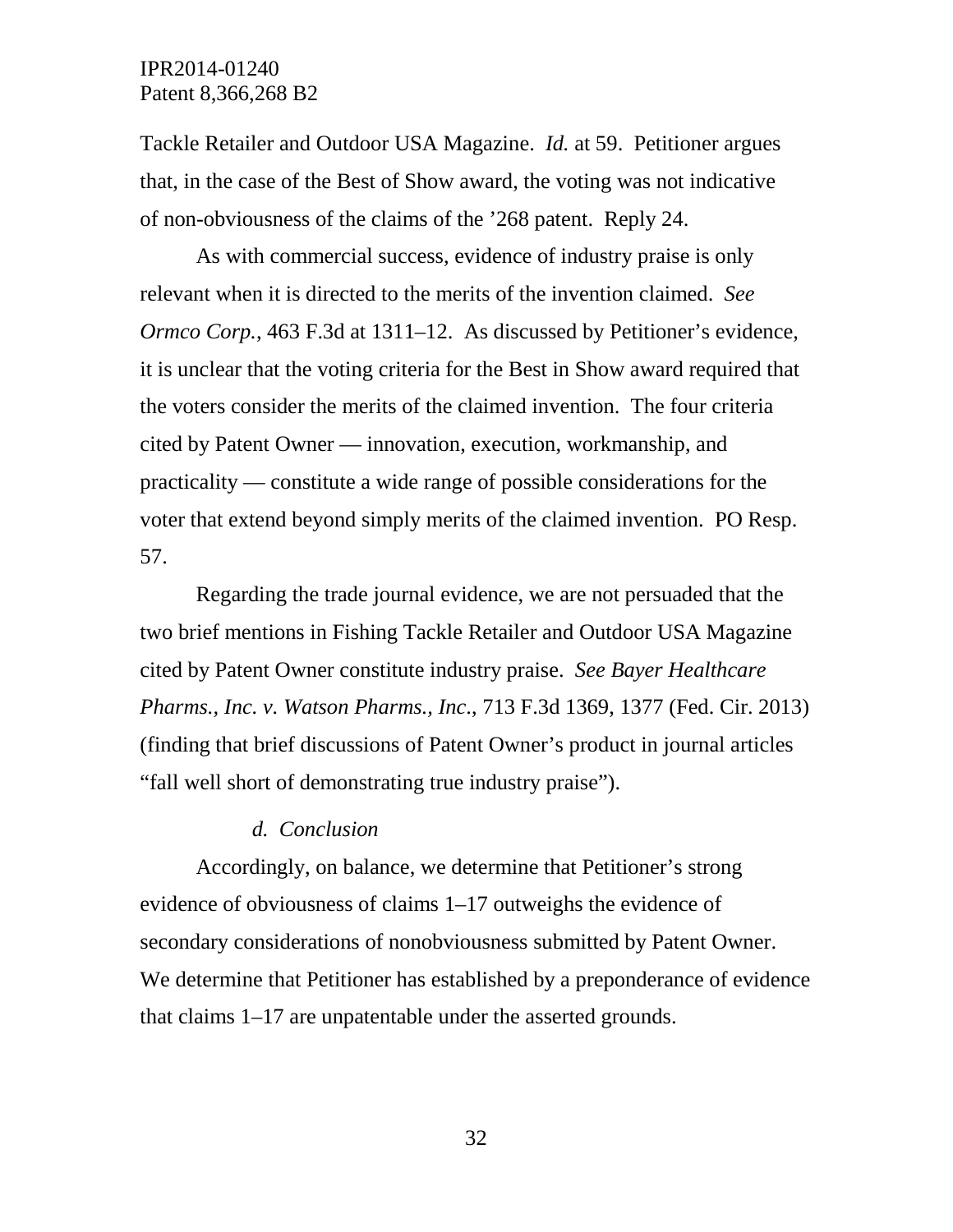Tackle Retailer and Outdoor USA Magazine. *Id.* at 59. Petitioner argues that, in the case of the Best of Show award, the voting was not indicative of non-obviousness of the claims of the ’268 patent. Reply 24.

As with commercial success, evidence of industry praise is only relevant when it is directed to the merits of the invention claimed. *See Ormco Corp.*, 463 F.3d at 1311–12. As discussed by Petitioner’s evidence, it is unclear that the voting criteria for the Best in Show award required that the voters consider the merits of the claimed invention. The four criteria cited by Patent Owner — innovation, execution, workmanship, and practicality — constitute a wide range of possible considerations for the voter that extend beyond simply merits of the claimed invention. PO Resp. 57.

Regarding the trade journal evidence, we are not persuaded that the two brief mentions in Fishing Tackle Retailer and Outdoor USA Magazine cited by Patent Owner constitute industry praise. *See Bayer Healthcare Pharms., Inc. v. Watson Pharms., Inc*., 713 F.3d 1369, 1377 (Fed. Cir. 2013) (finding that brief discussions of Patent Owner’s product in journal articles “fall well short of demonstrating true industry praise”).

*d. Conclusion*

Accordingly, on balance, we determine that Petitioner’s strong evidence of obviousness of claims 1–17 outweighs the evidence of secondary considerations of nonobviousness submitted by Patent Owner. We determine that Petitioner has established by a preponderance of evidence that claims 1–17 are unpatentable under the asserted grounds.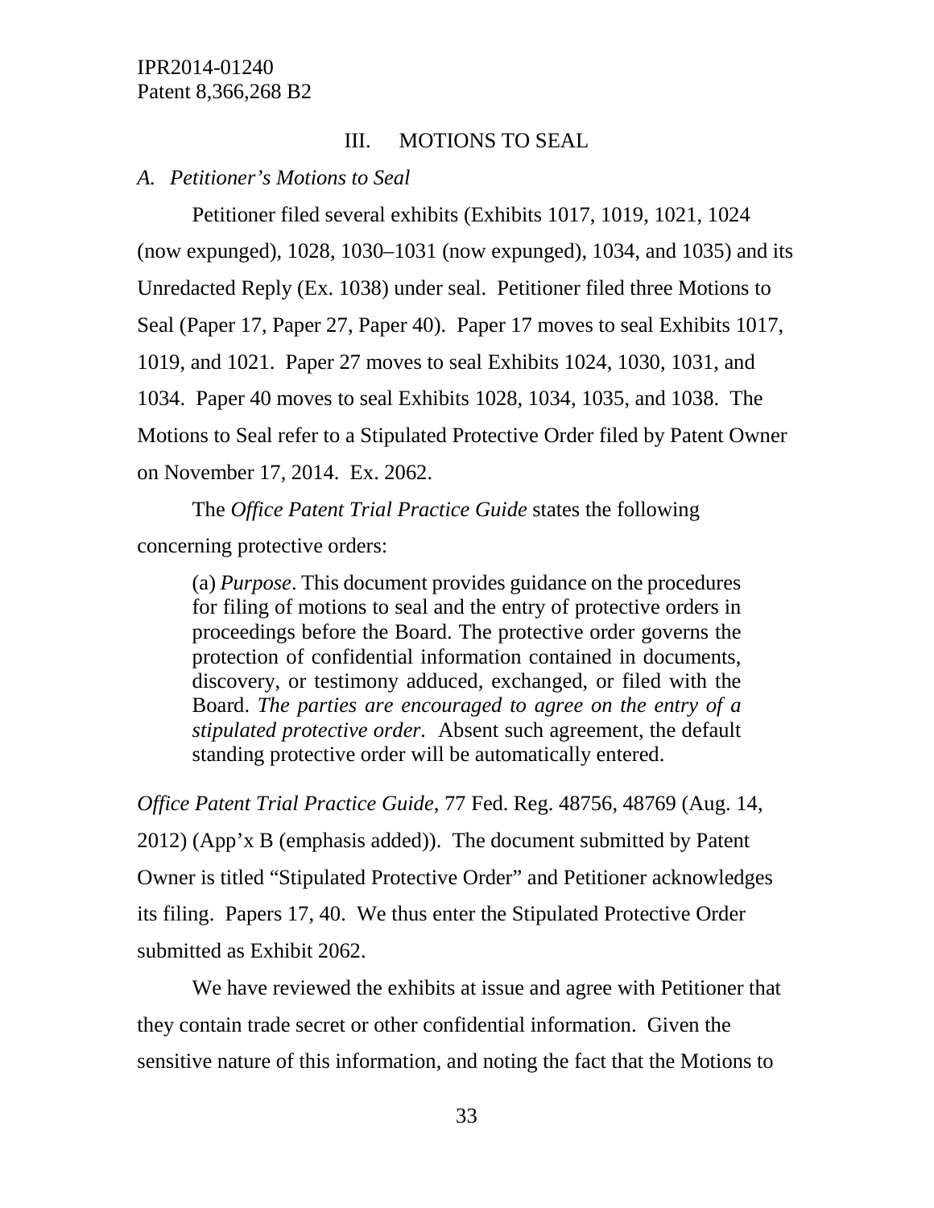## III. MOTIONS TO SEAL

### *A. Petitioner's Motions to Seal*

Petitioner filed several exhibits (Exhibits 1017, 1019, 1021, 1024 (now expunged), 1028, 1030–1031 (now expunged), 1034, and 1035) and its Unredacted Reply (Ex. 1038) under seal. Petitioner filed three Motions to Seal (Paper 17, Paper 27, Paper 40). Paper 17 moves to seal Exhibits 1017, 1019, and 1021. Paper 27 moves to seal Exhibits 1024, 1030, 1031, and 1034. Paper 40 moves to seal Exhibits 1028, 1034, 1035, and 1038. The Motions to Seal refer to a Stipulated Protective Order filed by Patent Owner on November 17, 2014. Ex. 2062.

The *Office Patent Trial Practice Guide* states the following concerning protective orders:

> (a) *Purpose*. This document provides guidance on the procedures for filing of motions to seal and the entry of protective orders in proceedings before the Board. The protective order governs the protection of confidential information contained in documents, discovery, or testimony adduced, exchanged, or filed with the Board. *The parties are encouraged to agree on the entry of a stipulated protective order.* Absent such agreement, the default standing protective order will be automatically entered.

*Office Patent Trial Practice Guide*, 77 Fed. Reg. 48756, 48769 (Aug. 14, 2012) (App'x B (emphasis added)). The document submitted by Patent Owner is titled "Stipulated Protective Order" and Petitioner acknowledges its filing. Papers 17, 40. We thus enter the Stipulated Protective Order submitted as Exhibit 2062.

We have reviewed the exhibits at issue and agree with Petitioner that they contain trade secret or other confidential information. Given the sensitive nature of this information, and noting the fact that the Motions to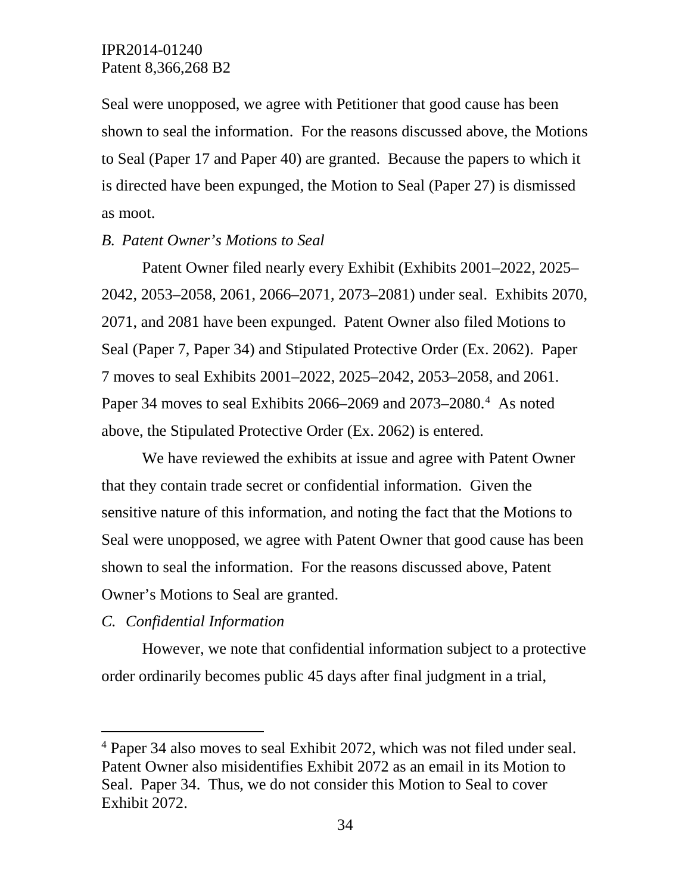Seal were unopposed, we agree with Petitioner that good cause has been shown to seal the information. For the reasons discussed above, the Motions to Seal (Paper 17 and Paper 40) are granted. Because the papers to which it is directed have been expunged, the Motion to Seal (Paper 27) is dismissed as moot.

*B. Patent Owner's Motions to Seal*

Patent Owner filed nearly every Exhibit (Exhibits 2001–2022, 2025–2042, 2053–2058, 2061, 2066–2071, 2073–2081) under seal. Exhibits 2070, 2071, and 2081 have been expunged. Patent Owner also filed Motions to Seal (Paper 7, Paper 34) and Stipulated Protective Order (Ex. 2062). Paper 7 moves to seal Exhibits 2001–2022, 2025–2042, 2053–2058, and 2061. Paper 34 moves to seal Exhibits 2066–2069 and 2073–2080.[4] As noted above, the Stipulated Protective Order (Ex. 2062) is entered.

We have reviewed the exhibits at issue and agree with Patent Owner that they contain trade secret or confidential information. Given the sensitive nature of this information, and noting the fact that the Motions to Seal were unopposed, we agree with Patent Owner that good cause has been shown to seal the information. For the reasons discussed above, Patent Owner's Motions to Seal are granted.

*C. Confidential Information*

However, we note that confidential information subject to a protective order ordinarily becomes public 45 days after final judgment in a trial,

---

[4] Paper 34 also moves to seal Exhibit 2072, which was not filed under seal. Patent Owner also misidentifies Exhibit 2072 as an email in its Motion to Seal. Paper 34. Thus, we do not consider this Motion to Seal to cover Exhibit 2072.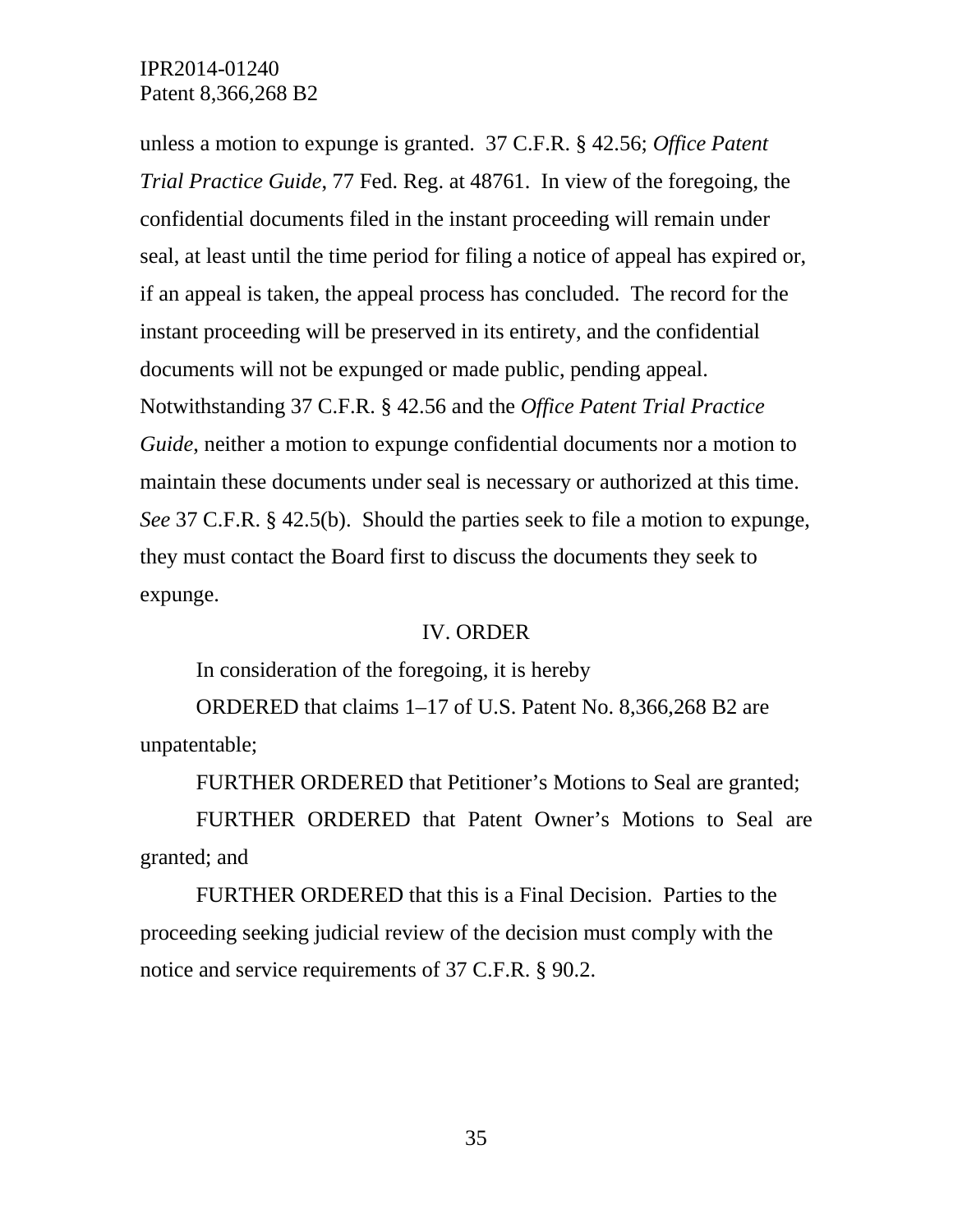unless a motion to expunge is granted. 37 C.F.R. § 42.56; *Office Patent Trial Practice Guide*, 77 Fed. Reg. at 48761. In view of the foregoing, the confidential documents filed in the instant proceeding will remain under seal, at least until the time period for filing a notice of appeal has expired or, if an appeal is taken, the appeal process has concluded. The record for the instant proceeding will be preserved in its entirety, and the confidential documents will not be expunged or made public, pending appeal. Notwithstanding 37 C.F.R. § 42.56 and the *Office Patent Trial Practice Guide*, neither a motion to expunge confidential documents nor a motion to maintain these documents under seal is necessary or authorized at this time. *See* 37 C.F.R. § 42.5(b). Should the parties seek to file a motion to expunge, they must contact the Board first to discuss the documents they seek to expunge.

## IV. ORDER

In consideration of the foregoing, it is hereby

ORDERED that claims 1–17 of U.S. Patent No. 8,366,268 B2 are unpatentable;

FURTHER ORDERED that Petitioner's Motions to Seal are granted;

FURTHER ORDERED that Patent Owner's Motions to Seal are granted; and

FURTHER ORDERED that this is a Final Decision. Parties to the proceeding seeking judicial review of the decision must comply with the notice and service requirements of 37 C.F.R. § 90.2.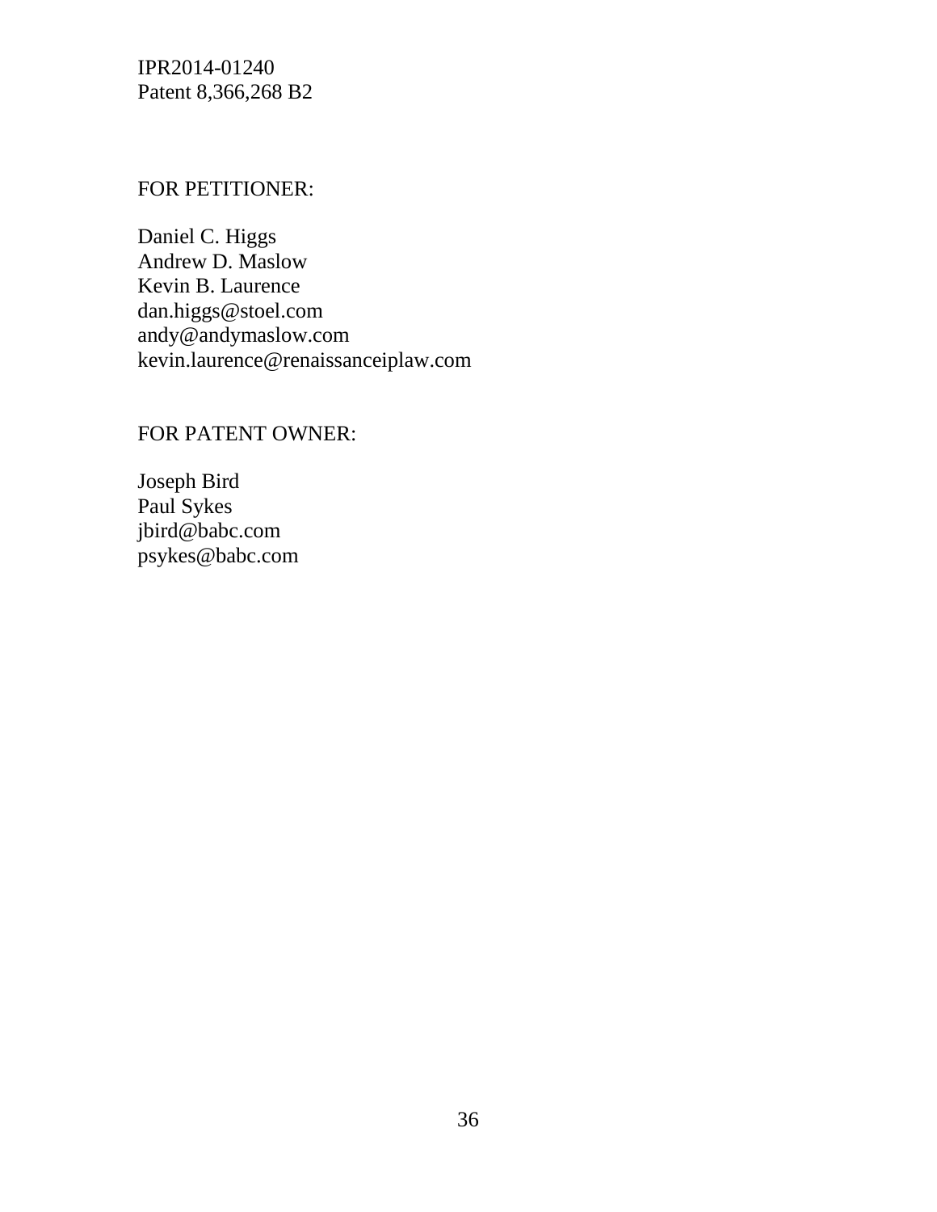FOR PETITIONER:

Daniel C. Higgs
Andrew D. Maslow
Kevin B. Laurence
dan.higgs@stoel.com
andy@andymaslow.com
kevin.laurence@renaissanceiplaw.com

FOR PATENT OWNER:

Joseph Bird
Paul Sykes
jbird@babc.com
psykes@babc.com